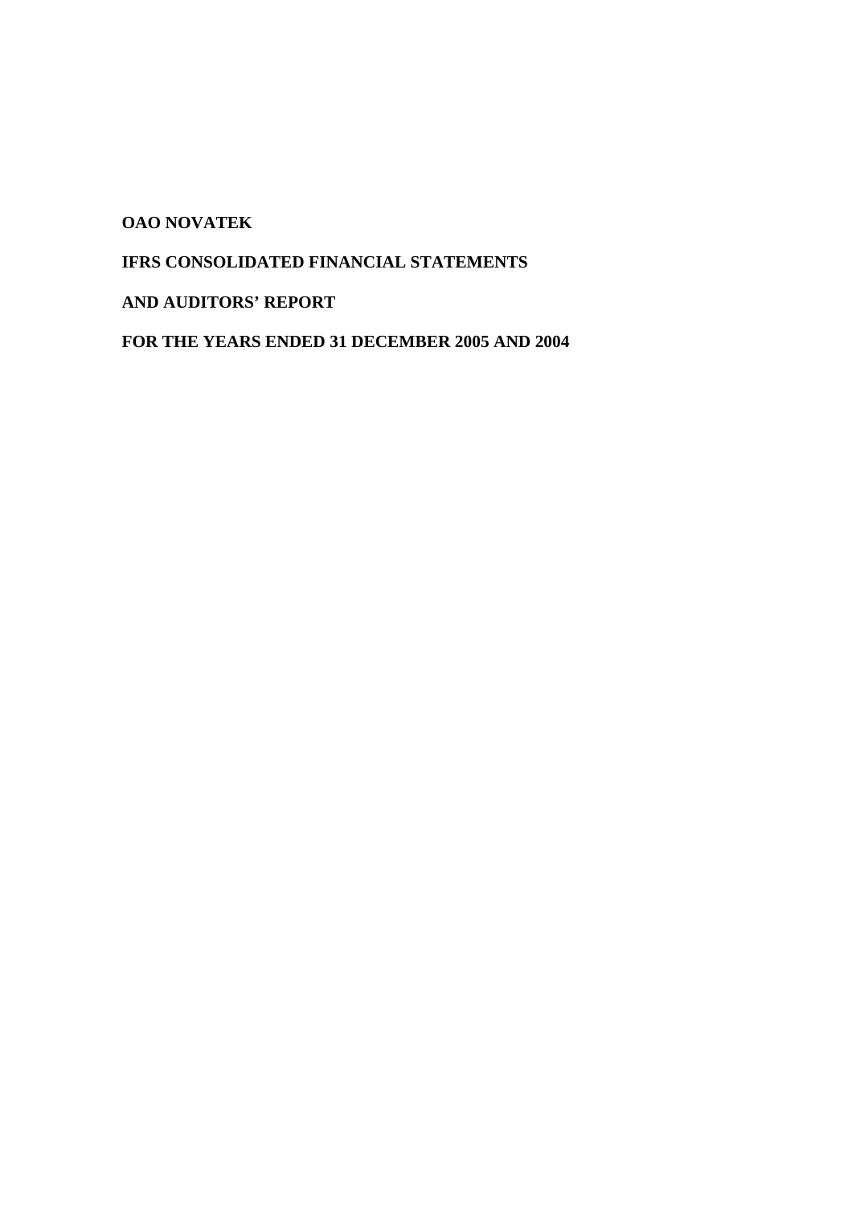**OAO NOVATEK**

**IFRS CONSOLIDATED FINANCIAL STATEMENTS**

**AND AUDITORS' REPORT**

**FOR THE YEARS ENDED 31 DECEMBER 2005 AND 2004**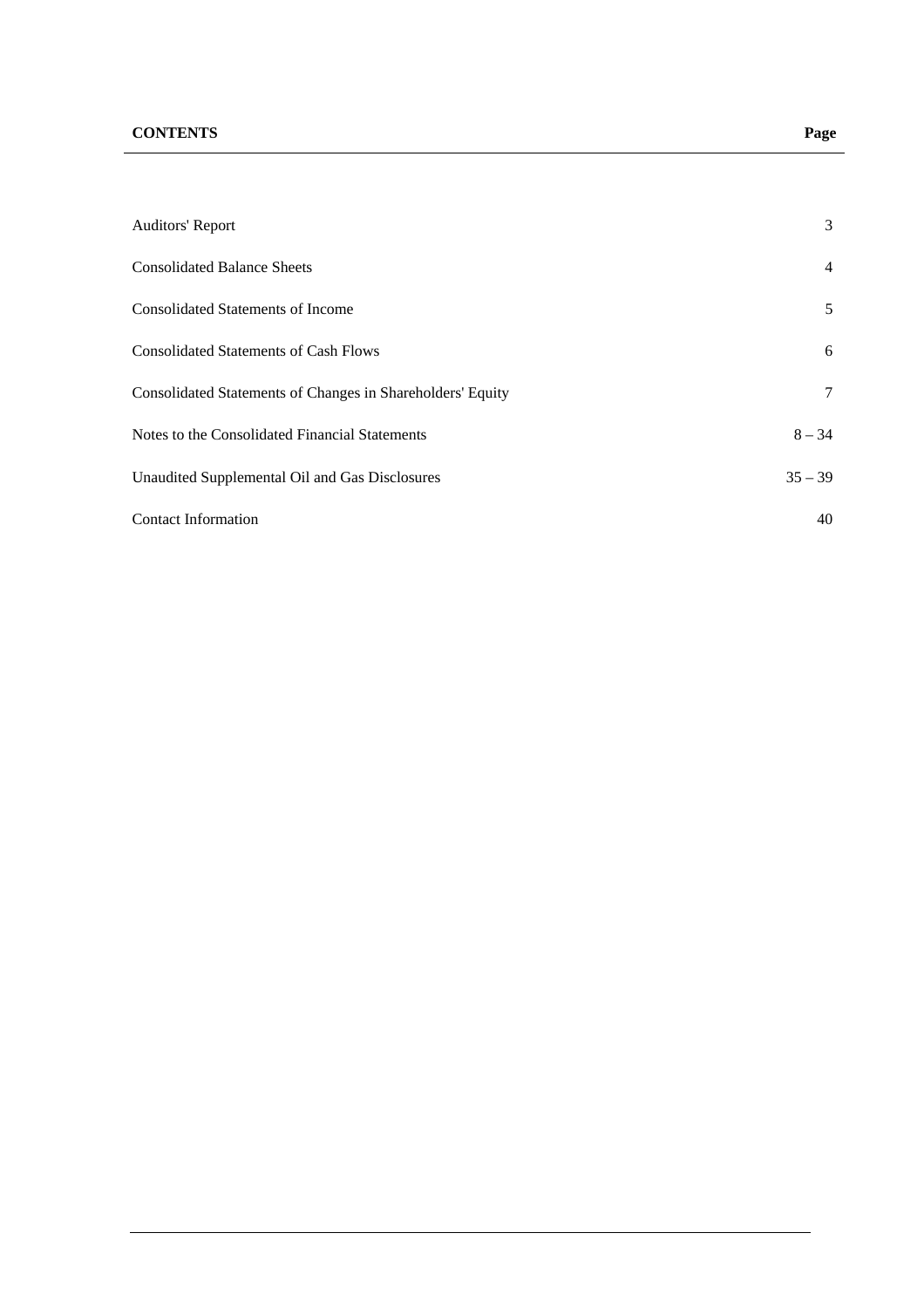| **CONTENTS** | **Page** |
| --- | --- |
| Auditors' Report | 3 |
| Consolidated Balance Sheets | 4 |
| Consolidated Statements of Income | 5 |
| Consolidated Statements of Cash Flows | 6 |
| Consolidated Statements of Changes in Shareholders' Equity | 7 |
| Notes to the Consolidated Financial Statements | 8 – 34 |
| Unaudited Supplemental Oil and Gas Disclosures | 35 – 39 |
| Contact Information | 40 |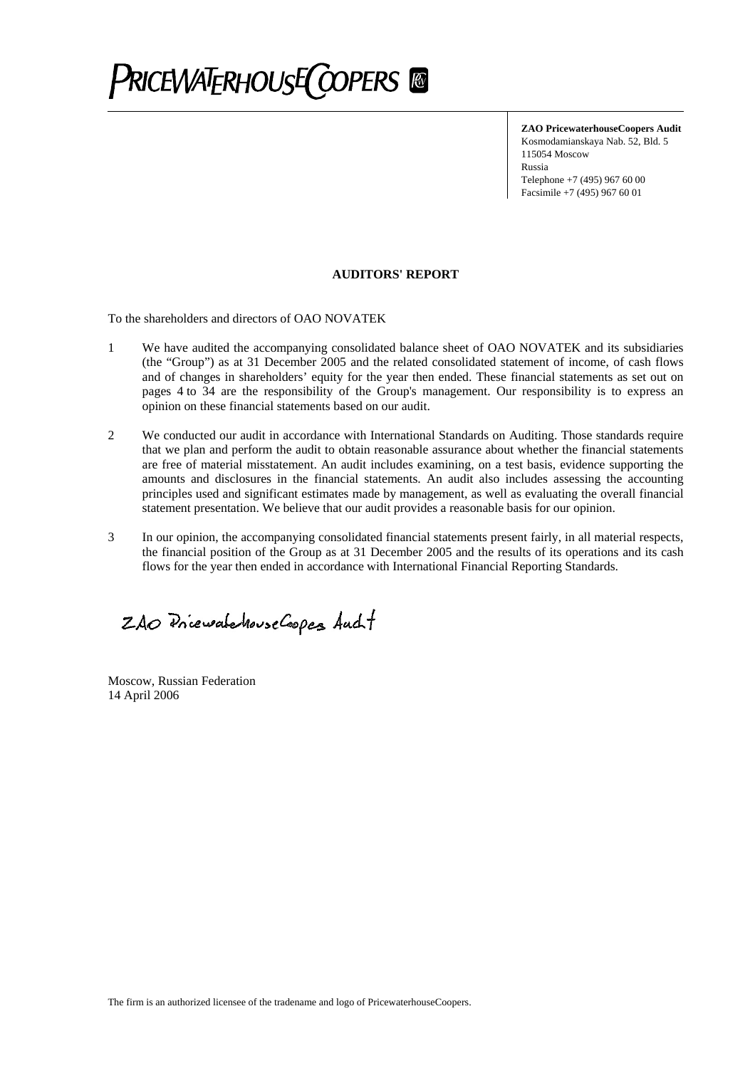**PRICEWATERHOUSECOOPERS**

**ZAO PricewaterhouseCoopers Audit**
Kosmodamianskaya Nab. 52, Bld. 5
115054 Moscow
Russia
Telephone +7 (495) 967 60 00
Facsimile +7 (495) 967 60 01

## AUDITORS' REPORT

To the shareholders and directors of OAO NOVATEK

1. We have audited the accompanying consolidated balance sheet of OAO NOVATEK and its subsidiaries (the "Group") as at 31 December 2005 and the related consolidated statement of income, of cash flows and of changes in shareholders' equity for the year then ended. These financial statements as set out on pages 4 to 34 are the responsibility of the Group's management. Our responsibility is to express an opinion on these financial statements based on our audit.

2. We conducted our audit in accordance with International Standards on Auditing. Those standards require that we plan and perform the audit to obtain reasonable assurance about whether the financial statements are free of material misstatement. An audit includes examining, on a test basis, evidence supporting the amounts and disclosures in the financial statements. An audit also includes assessing the accounting principles used and significant estimates made by management, as well as evaluating the overall financial statement presentation. We believe that our audit provides a reasonable basis for our opinion.

3. In our opinion, the accompanying consolidated financial statements present fairly, in all material respects, the financial position of the Group as at 31 December 2005 and the results of its operations and its cash flows for the year then ended in accordance with International Financial Reporting Standards.

ZAO PricewaterhouseCoopers Audit

Moscow, Russian Federation
14 April 2006

The firm is an authorized licensee of the tradename and logo of PricewaterhouseCoopers.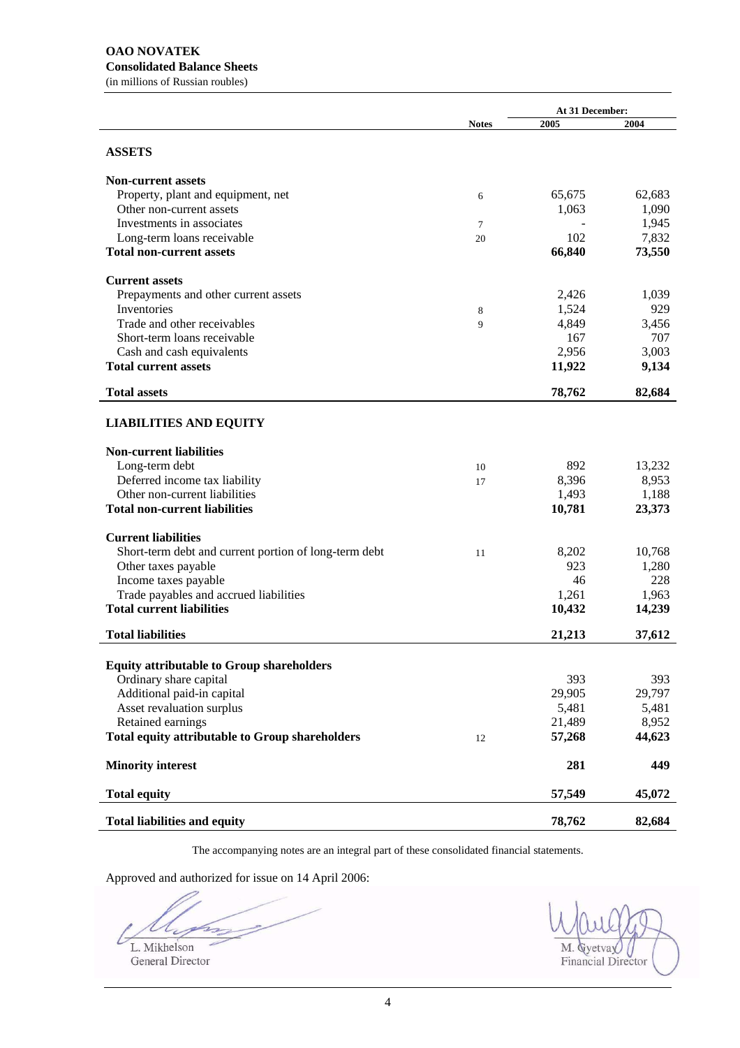**OAO NOVATEK**
**Consolidated Balance Sheets**
(in millions of Russian roubles)

| | Notes | At 31 December: 2005 | 2004 |
|---|---|---|---|
| **ASSETS** | | | |
| **Non-current assets** | | | |
| Property, plant and equipment, net | 6 | 65,675 | 62,683 |
| Other non-current assets | | 1,063 | 1,090 |
| Investments in associates | 7 | - | 1,945 |
| Long-term loans receivable | 20 | 102 | 7,832 |
| **Total non-current assets** | | **66,840** | **73,550** |
| **Current assets** | | | |
| Prepayments and other current assets | | 2,426 | 1,039 |
| Inventories | 8 | 1,524 | 929 |
| Trade and other receivables | 9 | 4,849 | 3,456 |
| Short-term loans receivable | | 167 | 707 |
| Cash and cash equivalents | | 2,956 | 3,003 |
| **Total current assets** | | **11,922** | **9,134** |
| **Total assets** | | **78,762** | **82,684** |
| **LIABILITIES AND EQUITY** | | | |
| **Non-current liabilities** | | | |
| Long-term debt | 10 | 892 | 13,232 |
| Deferred income tax liability | 17 | 8,396 | 8,953 |
| Other non-current liabilities | | 1,493 | 1,188 |
| **Total non-current liabilities** | | **10,781** | **23,373** |
| **Current liabilities** | | | |
| Short-term debt and current portion of long-term debt | 11 | 8,202 | 10,768 |
| Other taxes payable | | 923 | 1,280 |
| Income taxes payable | | 46 | 228 |
| Trade payables and accrued liabilities | | 1,261 | 1,963 |
| **Total current liabilities** | | **10,432** | **14,239** |
| **Total liabilities** | | **21,213** | **37,612** |
| **Equity attributable to Group shareholders** | | | |
| Ordinary share capital | | 393 | 393 |
| Additional paid-in capital | | 29,905 | 29,797 |
| Asset revaluation surplus | | 5,481 | 5,481 |
| Retained earnings | | 21,489 | 8,952 |
| **Total equity attributable to Group shareholders** | 12 | **57,268** | **44,623** |
| **Minority interest** | | **281** | **449** |
| **Total equity** | | **57,549** | **45,072** |
| **Total liabilities and equity** | | **78,762** | **82,684** |

The accompanying notes are an integral part of these consolidated financial statements.

Approved and authorized for issue on 14 April 2006:

L. Mikhelson
General Director

M. Gyetvay
Financial Director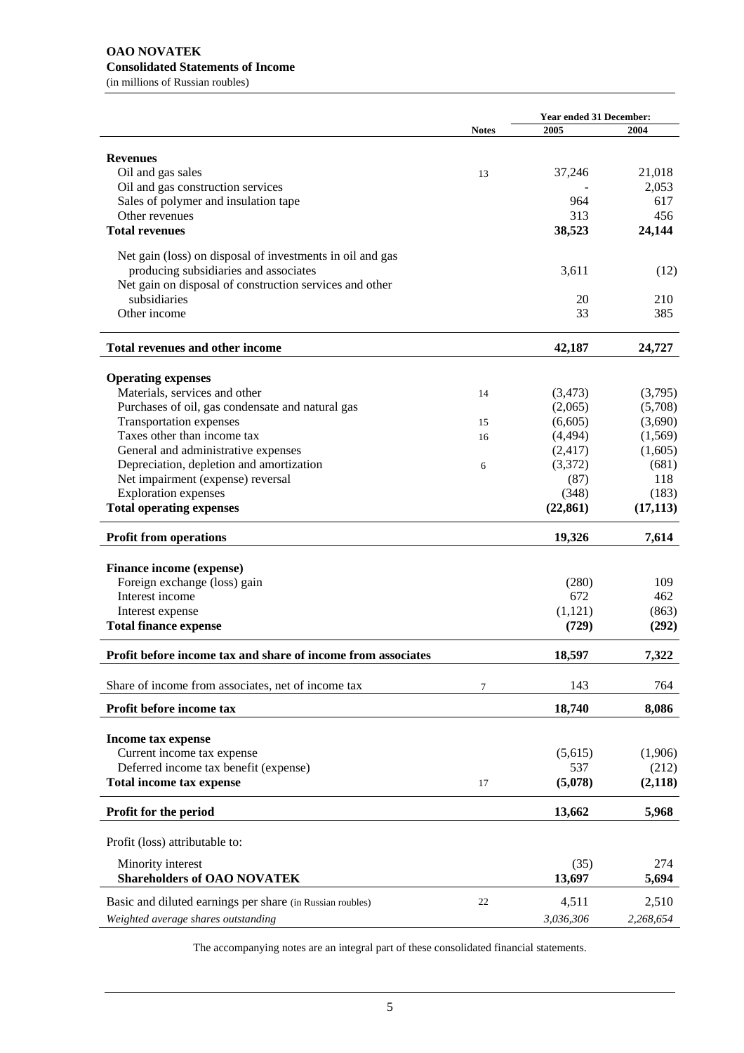**OAO NOVATEK**
**Consolidated Statements of Income**
(in millions of Russian roubles)

| | Notes | Year ended 31 December: 2005 | 2004 |
|---|---|---|---|
| **Revenues** | | | |
| Oil and gas sales | 13 | 37,246 | 21,018 |
| Oil and gas construction services | | - | 2,053 |
| Sales of polymer and insulation tape | | 964 | 617 |
| Other revenues | | 313 | 456 |
| **Total revenues** | | **38,523** | **24,144** |
| Net gain (loss) on disposal of investments in oil and gas producing subsidiaries and associates | | 3,611 | (12) |
| Net gain on disposal of construction services and other subsidiaries | | 20 | 210 |
| Other income | | 33 | 385 |
| **Total revenues and other income** | | **42,187** | **24,727** |
| **Operating expenses** | | | |
| Materials, services and other | 14 | (3,473) | (3,795) |
| Purchases of oil, gas condensate and natural gas | | (2,065) | (5,708) |
| Transportation expenses | 15 | (6,605) | (3,690) |
| Taxes other than income tax | 16 | (4,494) | (1,569) |
| General and administrative expenses | | (2,417) | (1,605) |
| Depreciation, depletion and amortization | 6 | (3,372) | (681) |
| Net impairment (expense) reversal | | (87) | 118 |
| Exploration expenses | | (348) | (183) |
| **Total operating expenses** | | **(22,861)** | **(17,113)** |
| **Profit from operations** | | **19,326** | **7,614** |
| **Finance income (expense)** | | | |
| Foreign exchange (loss) gain | | (280) | 109 |
| Interest income | | 672 | 462 |
| Interest expense | | (1,121) | (863) |
| **Total finance expense** | | **(729)** | **(292)** |
| **Profit before income tax and share of income from associates** | | **18,597** | **7,322** |
| Share of income from associates, net of income tax | 7 | 143 | 764 |
| **Profit before income tax** | | **18,740** | **8,086** |
| **Income tax expense** | | | |
| Current income tax expense | | (5,615) | (1,906) |
| Deferred income tax benefit (expense) | | 537 | (212) |
| **Total income tax expense** | 17 | **(5,078)** | **(2,118)** |
| **Profit for the period** | | **13,662** | **5,968** |
| Profit (loss) attributable to: | | | |
| Minority interest | | (35) | 274 |
| **Shareholders of OAO NOVATEK** | | **13,697** | **5,694** |
| Basic and diluted earnings per share (in Russian roubles) | 22 | 4,511 | 2,510 |
| *Weighted average shares outstanding* | | *3,036,306* | *2,268,654* |

The accompanying notes are an integral part of these consolidated financial statements.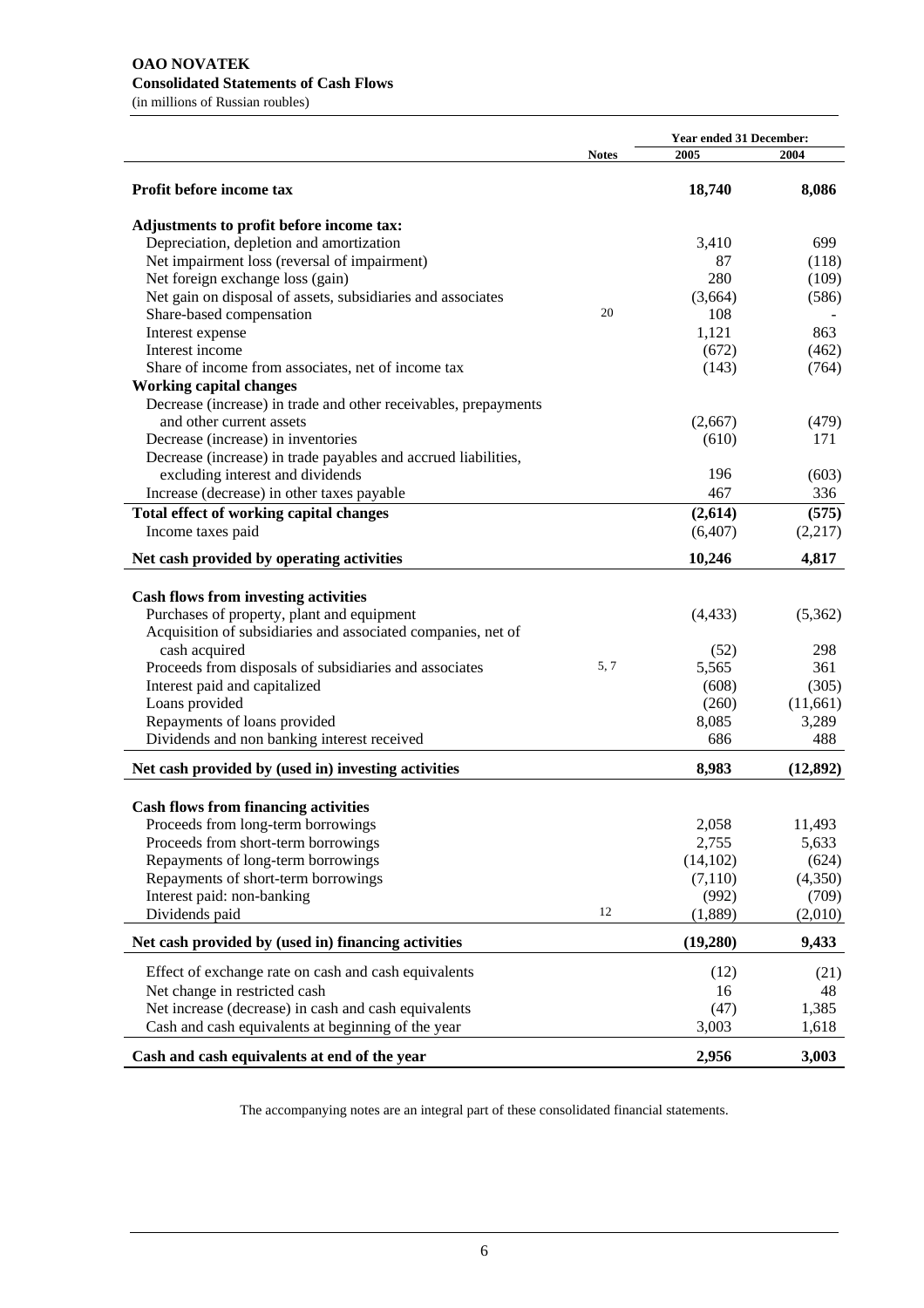**OAO NOVATEK**
**Consolidated Statements of Cash Flows**
(in millions of Russian roubles)

| | Notes | Year ended 31 December: 2005 | 2004 |
|---|---|---|---|
| **Profit before income tax** | | **18,740** | **8,086** |
| **Adjustments to profit before income tax:** | | | |
| Depreciation, depletion and amortization | | 3,410 | 699 |
| Net impairment loss (reversal of impairment) | | 87 | (118) |
| Net foreign exchange loss (gain) | | 280 | (109) |
| Net gain on disposal of assets, subsidiaries and associates | | (3,664) | (586) |
| Share-based compensation | 20 | 108 | - |
| Interest expense | | 1,121 | 863 |
| Interest income | | (672) | (462) |
| Share of income from associates, net of income tax | | (143) | (764) |
| **Working capital changes** | | | |
| Decrease (increase) in trade and other receivables, prepayments and other current assets | | (2,667) | (479) |
| Decrease (increase) in inventories | | (610) | 171 |
| Decrease (increase) in trade payables and accrued liabilities, excluding interest and dividends | | 196 | (603) |
| Increase (decrease) in other taxes payable | | 467 | 336 |
| **Total effect of working capital changes** | | **(2,614)** | **(575)** |
| Income taxes paid | | (6,407) | (2,217) |
| **Net cash provided by operating activities** | | **10,246** | **4,817** |
| **Cash flows from investing activities** | | | |
| Purchases of property, plant and equipment | | (4,433) | (5,362) |
| Acquisition of subsidiaries and associated companies, net of cash acquired | | (52) | 298 |
| Proceeds from disposals of subsidiaries and associates | 5, 7 | 5,565 | 361 |
| Interest paid and capitalized | | (608) | (305) |
| Loans provided | | (260) | (11,661) |
| Repayments of loans provided | | 8,085 | 3,289 |
| Dividends and non banking interest received | | 686 | 488 |
| **Net cash provided by (used in) investing activities** | | **8,983** | **(12,892)** |
| **Cash flows from financing activities** | | | |
| Proceeds from long-term borrowings | | 2,058 | 11,493 |
| Proceeds from short-term borrowings | | 2,755 | 5,633 |
| Repayments of long-term borrowings | | (14,102) | (624) |
| Repayments of short-term borrowings | | (7,110) | (4,350) |
| Interest paid: non-banking | | (992) | (709) |
| Dividends paid | 12 | (1,889) | (2,010) |
| **Net cash provided by (used in) financing activities** | | **(19,280)** | **9,433** |
| Effect of exchange rate on cash and cash equivalents | | (12) | (21) |
| Net change in restricted cash | | 16 | 48 |
| Net increase (decrease) in cash and cash equivalents | | (47) | 1,385 |
| Cash and cash equivalents at beginning of the year | | 3,003 | 1,618 |
| **Cash and cash equivalents at end of the year** | | **2,956** | **3,003** |

The accompanying notes are an integral part of these consolidated financial statements.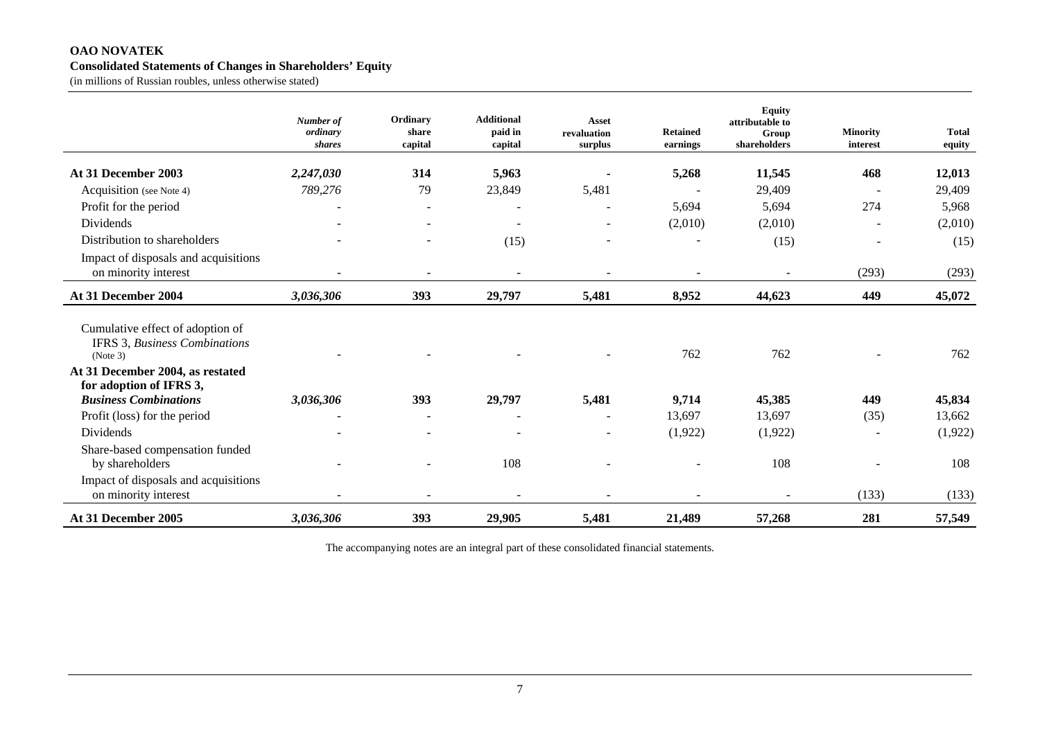**OAO NOVATEK**
**Consolidated Statements of Changes in Shareholders' Equity**
(in millions of Russian roubles, unless otherwise stated)

| | *Number of ordinary shares* | Ordinary share capital | Additional paid in capital | Asset revaluation surplus | Retained earnings | Equity attributable to Group shareholders | Minority interest | Total equity |
|---|---|---|---|---|---|---|---|---|
| **At 31 December 2003** | ***2,247,030*** | **314** | **5,963** | **-** | **5,268** | **11,545** | **468** | **12,013** |
| Acquisition (see Note 4) | *789,276* | 79 | 23,849 | 5,481 | - | 29,409 | - | 29,409 |
| Profit for the period | - | - | - | - | 5,694 | 5,694 | 274 | 5,968 |
| Dividends | - | - | - | - | (2,010) | (2,010) | - | (2,010) |
| Distribution to shareholders | - | - | (15) | - | - | (15) | - | (15) |
| Impact of disposals and acquisitions on minority interest | - | - | - | - | - | - | (293) | (293) |
| **At 31 December 2004** | ***3,036,306*** | **393** | **29,797** | **5,481** | **8,952** | **44,623** | **449** | **45,072** |
| Cumulative effect of adoption of IFRS 3, *Business Combinations* (Note 3) | - | - | - | - | 762 | 762 | - | 762 |
| **At 31 December 2004, as restated for adoption of IFRS 3, *Business Combinations*** | ***3,036,306*** | **393** | **29,797** | **5,481** | **9,714** | **45,385** | **449** | **45,834** |
| Profit (loss) for the period | - | - | - | - | 13,697 | 13,697 | (35) | 13,662 |
| Dividends | - | - | - | - | (1,922) | (1,922) | - | (1,922) |
| Share-based compensation funded by shareholders | - | - | 108 | - | - | 108 | - | 108 |
| Impact of disposals and acquisitions on minority interest | - | - | - | - | - | - | (133) | (133) |
| **At 31 December 2005** | ***3,036,306*** | **393** | **29,905** | **5,481** | **21,489** | **57,268** | **281** | **57,549** |

The accompanying notes are an integral part of these consolidated financial statements.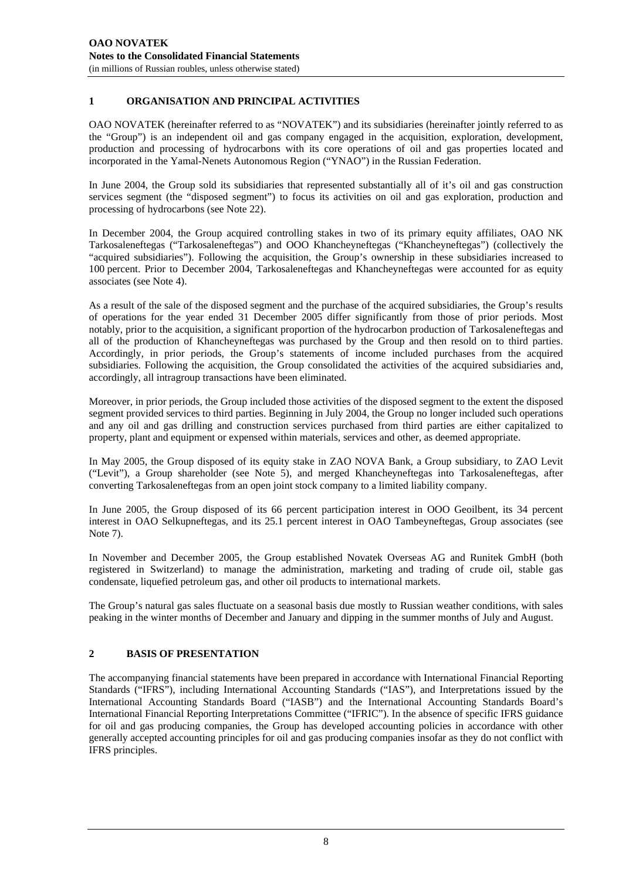## 1 ORGANISATION AND PRINCIPAL ACTIVITIES

OAO NOVATEK (hereinafter referred to as "NOVATEK") and its subsidiaries (hereinafter jointly referred to as the "Group") is an independent oil and gas company engaged in the acquisition, exploration, development, production and processing of hydrocarbons with its core operations of oil and gas properties located and incorporated in the Yamal-Nenets Autonomous Region ("YNAO") in the Russian Federation.

In June 2004, the Group sold its subsidiaries that represented substantially all of it's oil and gas construction services segment (the "disposed segment") to focus its activities on oil and gas exploration, production and processing of hydrocarbons (see Note 22).

In December 2004, the Group acquired controlling stakes in two of its primary equity affiliates, OAO NK Tarkosaleneftegas ("Tarkosaleneftegas") and OOO Khancheyneftegas ("Khancheyneftegas") (collectively the "acquired subsidiaries"). Following the acquisition, the Group's ownership in these subsidiaries increased to 100 percent. Prior to December 2004, Tarkosaleneftegas and Khancheyneftegas were accounted for as equity associates (see Note 4).

As a result of the sale of the disposed segment and the purchase of the acquired subsidiaries, the Group's results of operations for the year ended 31 December 2005 differ significantly from those of prior periods. Most notably, prior to the acquisition, a significant proportion of the hydrocarbon production of Tarkosaleneftegas and all of the production of Khancheyneftegas was purchased by the Group and then resold on to third parties. Accordingly, in prior periods, the Group's statements of income included purchases from the acquired subsidiaries. Following the acquisition, the Group consolidated the activities of the acquired subsidiaries and, accordingly, all intragroup transactions have been eliminated.

Moreover, in prior periods, the Group included those activities of the disposed segment to the extent the disposed segment provided services to third parties. Beginning in July 2004, the Group no longer included such operations and any oil and gas drilling and construction services purchased from third parties are either capitalized to property, plant and equipment or expensed within materials, services and other, as deemed appropriate.

In May 2005, the Group disposed of its equity stake in ZAO NOVA Bank, a Group subsidiary, to ZAO Levit ("Levit"), a Group shareholder (see Note 5), and merged Khancheyneftegas into Tarkosaleneftegas, after converting Tarkosaleneftegas from an open joint stock company to a limited liability company.

In June 2005, the Group disposed of its 66 percent participation interest in OOO Geoilbent, its 34 percent interest in OAO Selkupneftegas, and its 25.1 percent interest in OAO Tambeyneftegas, Group associates (see Note 7).

In November and December 2005, the Group established Novatek Overseas AG and Runitek GmbH (both registered in Switzerland) to manage the administration, marketing and trading of crude oil, stable gas condensate, liquefied petroleum gas, and other oil products to international markets.

The Group's natural gas sales fluctuate on a seasonal basis due mostly to Russian weather conditions, with sales peaking in the winter months of December and January and dipping in the summer months of July and August.

## 2 BASIS OF PRESENTATION

The accompanying financial statements have been prepared in accordance with International Financial Reporting Standards ("IFRS"), including International Accounting Standards ("IAS"), and Interpretations issued by the International Accounting Standards Board ("IASB") and the International Accounting Standards Board's International Financial Reporting Interpretations Committee ("IFRIC"). In the absence of specific IFRS guidance for oil and gas producing companies, the Group has developed accounting policies in accordance with other generally accepted accounting principles for oil and gas producing companies insofar as they do not conflict with IFRS principles.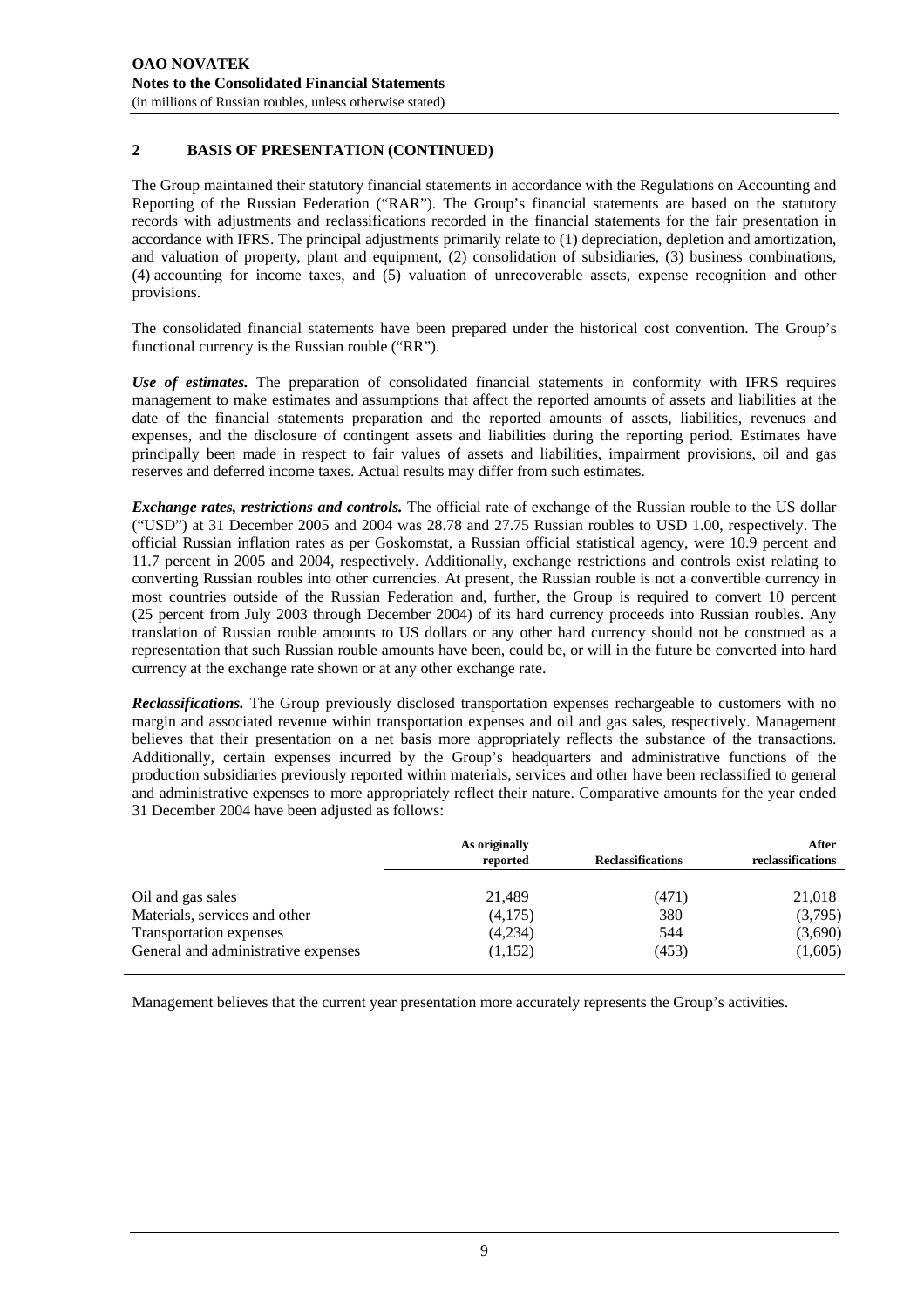## 2 BASIS OF PRESENTATION (CONTINUED)

The Group maintained their statutory financial statements in accordance with the Regulations on Accounting and Reporting of the Russian Federation ("RAR"). The Group's financial statements are based on the statutory records with adjustments and reclassifications recorded in the financial statements for the fair presentation in accordance with IFRS. The principal adjustments primarily relate to (1) depreciation, depletion and amortization, and valuation of property, plant and equipment, (2) consolidation of subsidiaries, (3) business combinations, (4) accounting for income taxes, and (5) valuation of unrecoverable assets, expense recognition and other provisions.

The consolidated financial statements have been prepared under the historical cost convention. The Group's functional currency is the Russian rouble ("RR").

***Use of estimates.*** The preparation of consolidated financial statements in conformity with IFRS requires management to make estimates and assumptions that affect the reported amounts of assets and liabilities at the date of the financial statements preparation and the reported amounts of assets, liabilities, revenues and expenses, and the disclosure of contingent assets and liabilities during the reporting period. Estimates have principally been made in respect to fair values of assets and liabilities, impairment provisions, oil and gas reserves and deferred income taxes. Actual results may differ from such estimates.

***Exchange rates, restrictions and controls.*** The official rate of exchange of the Russian rouble to the US dollar ("USD") at 31 December 2005 and 2004 was 28.78 and 27.75 Russian roubles to USD 1.00, respectively. The official Russian inflation rates as per Goskomstat, a Russian official statistical agency, were 10.9 percent and 11.7 percent in 2005 and 2004, respectively. Additionally, exchange restrictions and controls exist relating to converting Russian roubles into other currencies. At present, the Russian rouble is not a convertible currency in most countries outside of the Russian Federation and, further, the Group is required to convert 10 percent (25 percent from July 2003 through December 2004) of its hard currency proceeds into Russian roubles. Any translation of Russian rouble amounts to US dollars or any other hard currency should not be construed as a representation that such Russian rouble amounts have been, could be, or will in the future be converted into hard currency at the exchange rate shown or at any other exchange rate.

***Reclassifications.*** The Group previously disclosed transportation expenses rechargeable to customers with no margin and associated revenue within transportation expenses and oil and gas sales, respectively. Management believes that their presentation on a net basis more appropriately reflects the substance of the transactions. Additionally, certain expenses incurred by the Group's headquarters and administrative functions of the production subsidiaries previously reported within materials, services and other have been reclassified to general and administrative expenses to more appropriately reflect their nature. Comparative amounts for the year ended 31 December 2004 have been adjusted as follows:

| | As originally reported | Reclassifications | After reclassifications |
|---|---|---|---|
| Oil and gas sales | 21,489 | (471) | 21,018 |
| Materials, services and other | (4,175) | 380 | (3,795) |
| Transportation expenses | (4,234) | 544 | (3,690) |
| General and administrative expenses | (1,152) | (453) | (1,605) |

Management believes that the current year presentation more accurately represents the Group's activities.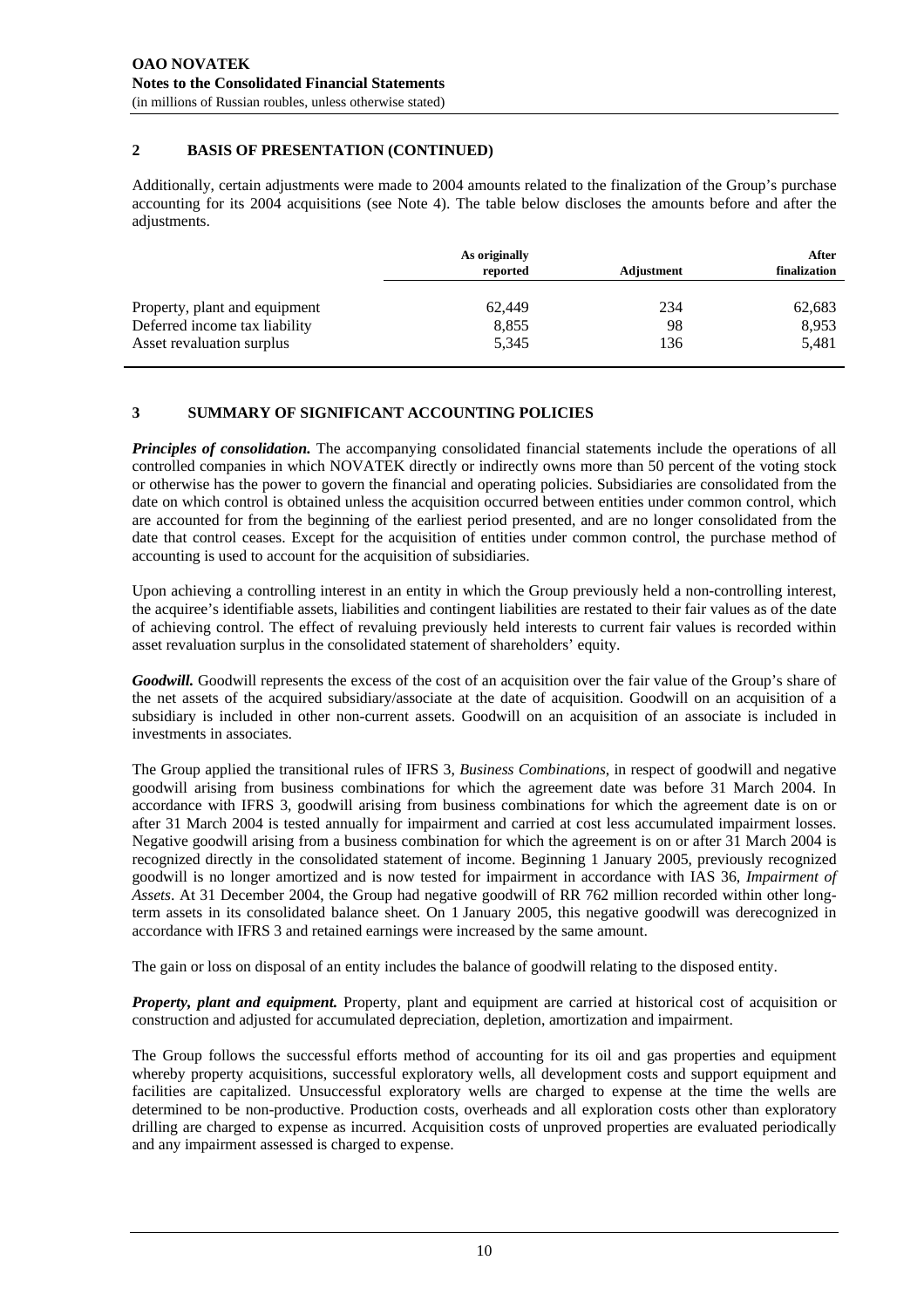## 2 BASIS OF PRESENTATION (CONTINUED)

Additionally, certain adjustments were made to 2004 amounts related to the finalization of the Group's purchase accounting for its 2004 acquisitions (see Note 4). The table below discloses the amounts before and after the adjustments.

| | As originally reported | Adjustment | After finalization |
|---|---|---|---|
| Property, plant and equipment | 62,449 | 234 | 62,683 |
| Deferred income tax liability | 8,855 | 98 | 8,953 |
| Asset revaluation surplus | 5,345 | 136 | 5,481 |

## 3 SUMMARY OF SIGNIFICANT ACCOUNTING POLICIES

***Principles of consolidation.*** The accompanying consolidated financial statements include the operations of all controlled companies in which NOVATEK directly or indirectly owns more than 50 percent of the voting stock or otherwise has the power to govern the financial and operating policies. Subsidiaries are consolidated from the date on which control is obtained unless the acquisition occurred between entities under common control, which are accounted for from the beginning of the earliest period presented, and are no longer consolidated from the date that control ceases. Except for the acquisition of entities under common control, the purchase method of accounting is used to account for the acquisition of subsidiaries.

Upon achieving a controlling interest in an entity in which the Group previously held a non-controlling interest, the acquiree's identifiable assets, liabilities and contingent liabilities are restated to their fair values as of the date of achieving control. The effect of revaluing previously held interests to current fair values is recorded within asset revaluation surplus in the consolidated statement of shareholders' equity.

***Goodwill.*** Goodwill represents the excess of the cost of an acquisition over the fair value of the Group's share of the net assets of the acquired subsidiary/associate at the date of acquisition. Goodwill on an acquisition of a subsidiary is included in other non-current assets. Goodwill on an acquisition of an associate is included in investments in associates.

The Group applied the transitional rules of IFRS 3, *Business Combinations*, in respect of goodwill and negative goodwill arising from business combinations for which the agreement date was before 31 March 2004. In accordance with IFRS 3, goodwill arising from business combinations for which the agreement date is on or after 31 March 2004 is tested annually for impairment and carried at cost less accumulated impairment losses. Negative goodwill arising from a business combination for which the agreement is on or after 31 March 2004 is recognized directly in the consolidated statement of income. Beginning 1 January 2005, previously recognized goodwill is no longer amortized and is now tested for impairment in accordance with IAS 36, *Impairment of Assets*. At 31 December 2004, the Group had negative goodwill of RR 762 million recorded within other long-term assets in its consolidated balance sheet. On 1 January 2005, this negative goodwill was derecognized in accordance with IFRS 3 and retained earnings were increased by the same amount.

The gain or loss on disposal of an entity includes the balance of goodwill relating to the disposed entity.

***Property, plant and equipment.*** Property, plant and equipment are carried at historical cost of acquisition or construction and adjusted for accumulated depreciation, depletion, amortization and impairment.

The Group follows the successful efforts method of accounting for its oil and gas properties and equipment whereby property acquisitions, successful exploratory wells, all development costs and support equipment and facilities are capitalized. Unsuccessful exploratory wells are charged to expense at the time the wells are determined to be non-productive. Production costs, overheads and all exploration costs other than exploratory drilling are charged to expense as incurred. Acquisition costs of unproved properties are evaluated periodically and any impairment assessed is charged to expense.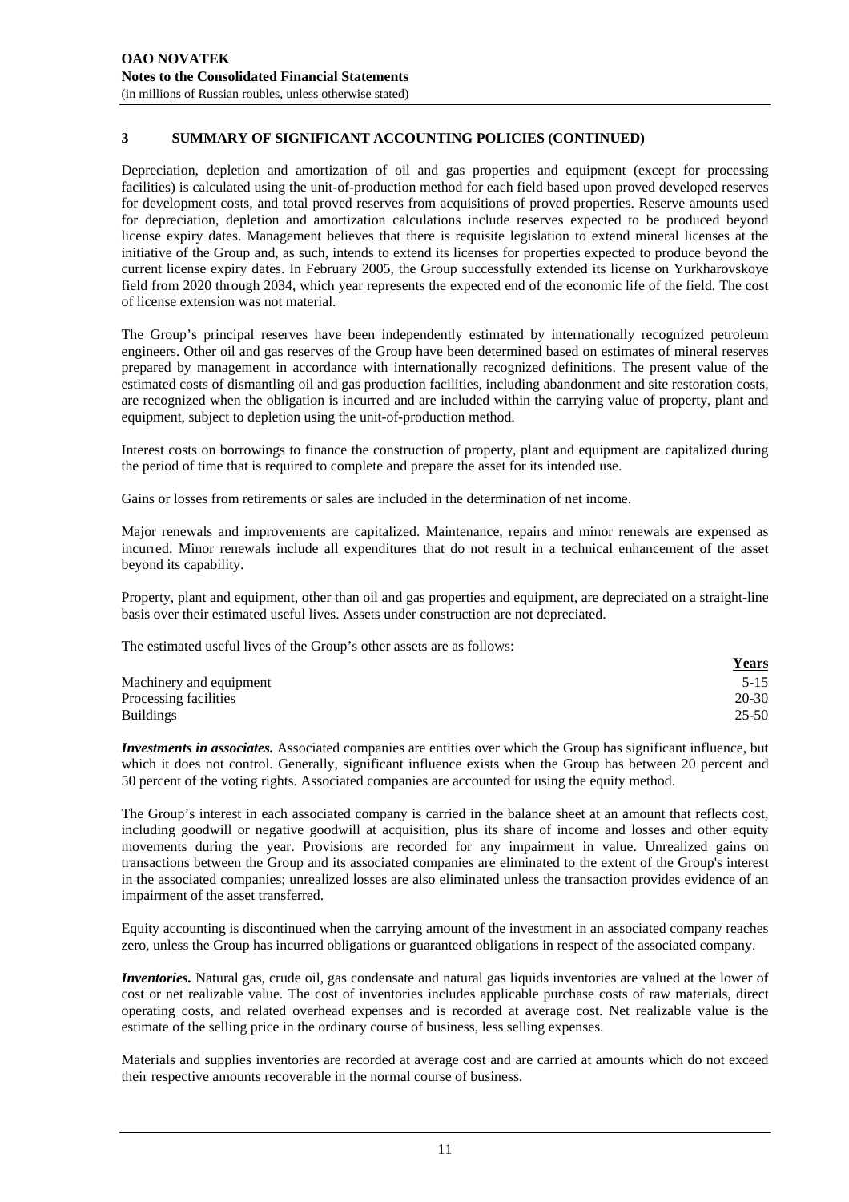## 3 SUMMARY OF SIGNIFICANT ACCOUNTING POLICIES (CONTINUED)

Depreciation, depletion and amortization of oil and gas properties and equipment (except for processing facilities) is calculated using the unit-of-production method for each field based upon proved developed reserves for development costs, and total proved reserves from acquisitions of proved properties. Reserve amounts used for depreciation, depletion and amortization calculations include reserves expected to be produced beyond license expiry dates. Management believes that there is requisite legislation to extend mineral licenses at the initiative of the Group and, as such, intends to extend its licenses for properties expected to produce beyond the current license expiry dates. In February 2005, the Group successfully extended its license on Yurkharovskoye field from 2020 through 2034, which year represents the expected end of the economic life of the field. The cost of license extension was not material.

The Group's principal reserves have been independently estimated by internationally recognized petroleum engineers. Other oil and gas reserves of the Group have been determined based on estimates of mineral reserves prepared by management in accordance with internationally recognized definitions. The present value of the estimated costs of dismantling oil and gas production facilities, including abandonment and site restoration costs, are recognized when the obligation is incurred and are included within the carrying value of property, plant and equipment, subject to depletion using the unit-of-production method.

Interest costs on borrowings to finance the construction of property, plant and equipment are capitalized during the period of time that is required to complete and prepare the asset for its intended use.

Gains or losses from retirements or sales are included in the determination of net income.

Major renewals and improvements are capitalized. Maintenance, repairs and minor renewals are expensed as incurred. Minor renewals include all expenditures that do not result in a technical enhancement of the asset beyond its capability.

Property, plant and equipment, other than oil and gas properties and equipment, are depreciated on a straight-line basis over their estimated useful lives. Assets under construction are not depreciated.

The estimated useful lives of the Group's other assets are as follows:

| | Years |
|---|---|
| Machinery and equipment | 5-15 |
| Processing facilities | 20-30 |
| Buildings | 25-50 |

***Investments in associates.*** Associated companies are entities over which the Group has significant influence, but which it does not control. Generally, significant influence exists when the Group has between 20 percent and 50 percent of the voting rights. Associated companies are accounted for using the equity method.

The Group's interest in each associated company is carried in the balance sheet at an amount that reflects cost, including goodwill or negative goodwill at acquisition, plus its share of income and losses and other equity movements during the year. Provisions are recorded for any impairment in value. Unrealized gains on transactions between the Group and its associated companies are eliminated to the extent of the Group's interest in the associated companies; unrealized losses are also eliminated unless the transaction provides evidence of an impairment of the asset transferred.

Equity accounting is discontinued when the carrying amount of the investment in an associated company reaches zero, unless the Group has incurred obligations or guaranteed obligations in respect of the associated company.

***Inventories.*** Natural gas, crude oil, gas condensate and natural gas liquids inventories are valued at the lower of cost or net realizable value. The cost of inventories includes applicable purchase costs of raw materials, direct operating costs, and related overhead expenses and is recorded at average cost. Net realizable value is the estimate of the selling price in the ordinary course of business, less selling expenses.

Materials and supplies inventories are recorded at average cost and are carried at amounts which do not exceed their respective amounts recoverable in the normal course of business.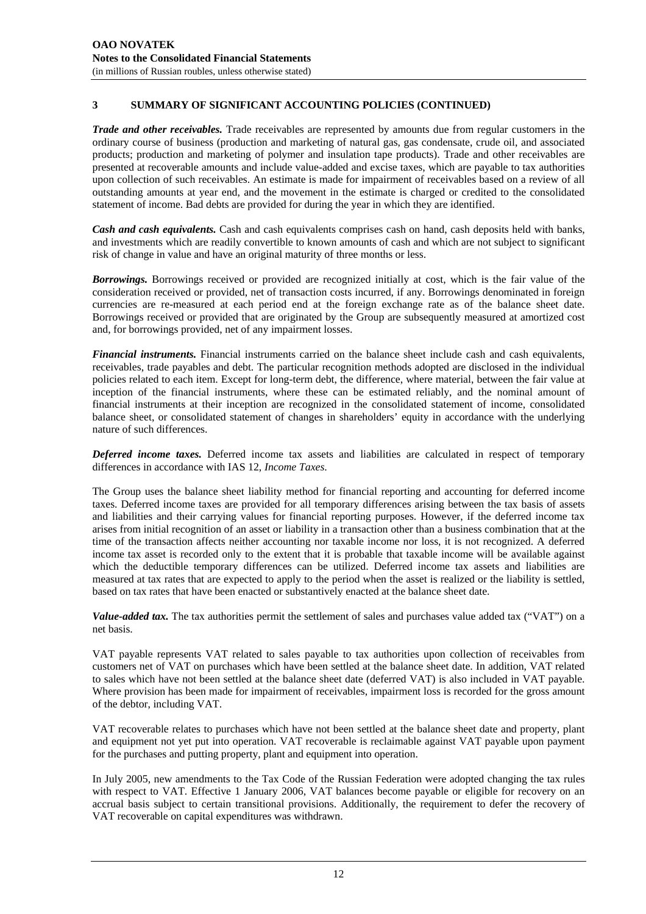## 3 SUMMARY OF SIGNIFICANT ACCOUNTING POLICIES (CONTINUED)

***Trade and other receivables.*** Trade receivables are represented by amounts due from regular customers in the ordinary course of business (production and marketing of natural gas, gas condensate, crude oil, and associated products; production and marketing of polymer and insulation tape products). Trade and other receivables are presented at recoverable amounts and include value-added and excise taxes, which are payable to tax authorities upon collection of such receivables. An estimate is made for impairment of receivables based on a review of all outstanding amounts at year end, and the movement in the estimate is charged or credited to the consolidated statement of income. Bad debts are provided for during the year in which they are identified.

***Cash and cash equivalents.*** Cash and cash equivalents comprises cash on hand, cash deposits held with banks, and investments which are readily convertible to known amounts of cash and which are not subject to significant risk of change in value and have an original maturity of three months or less.

***Borrowings.*** Borrowings received or provided are recognized initially at cost, which is the fair value of the consideration received or provided, net of transaction costs incurred, if any. Borrowings denominated in foreign currencies are re-measured at each period end at the foreign exchange rate as of the balance sheet date. Borrowings received or provided that are originated by the Group are subsequently measured at amortized cost and, for borrowings provided, net of any impairment losses.

***Financial instruments.*** Financial instruments carried on the balance sheet include cash and cash equivalents, receivables, trade payables and debt. The particular recognition methods adopted are disclosed in the individual policies related to each item. Except for long-term debt, the difference, where material, between the fair value at inception of the financial instruments, where these can be estimated reliably, and the nominal amount of financial instruments at their inception are recognized in the consolidated statement of income, consolidated balance sheet, or consolidated statement of changes in shareholders' equity in accordance with the underlying nature of such differences.

***Deferred income taxes.*** Deferred income tax assets and liabilities are calculated in respect of temporary differences in accordance with IAS 12, *Income Taxes*.

The Group uses the balance sheet liability method for financial reporting and accounting for deferred income taxes. Deferred income taxes are provided for all temporary differences arising between the tax basis of assets and liabilities and their carrying values for financial reporting purposes. However, if the deferred income tax arises from initial recognition of an asset or liability in a transaction other than a business combination that at the time of the transaction affects neither accounting nor taxable income nor loss, it is not recognized. A deferred income tax asset is recorded only to the extent that it is probable that taxable income will be available against which the deductible temporary differences can be utilized. Deferred income tax assets and liabilities are measured at tax rates that are expected to apply to the period when the asset is realized or the liability is settled, based on tax rates that have been enacted or substantively enacted at the balance sheet date.

***Value-added tax.*** The tax authorities permit the settlement of sales and purchases value added tax ("VAT") on a net basis.

VAT payable represents VAT related to sales payable to tax authorities upon collection of receivables from customers net of VAT on purchases which have been settled at the balance sheet date. In addition, VAT related to sales which have not been settled at the balance sheet date (deferred VAT) is also included in VAT payable. Where provision has been made for impairment of receivables, impairment loss is recorded for the gross amount of the debtor, including VAT.

VAT recoverable relates to purchases which have not been settled at the balance sheet date and property, plant and equipment not yet put into operation. VAT recoverable is reclaimable against VAT payable upon payment for the purchases and putting property, plant and equipment into operation.

In July 2005, new amendments to the Tax Code of the Russian Federation were adopted changing the tax rules with respect to VAT. Effective 1 January 2006, VAT balances become payable or eligible for recovery on an accrual basis subject to certain transitional provisions. Additionally, the requirement to defer the recovery of VAT recoverable on capital expenditures was withdrawn.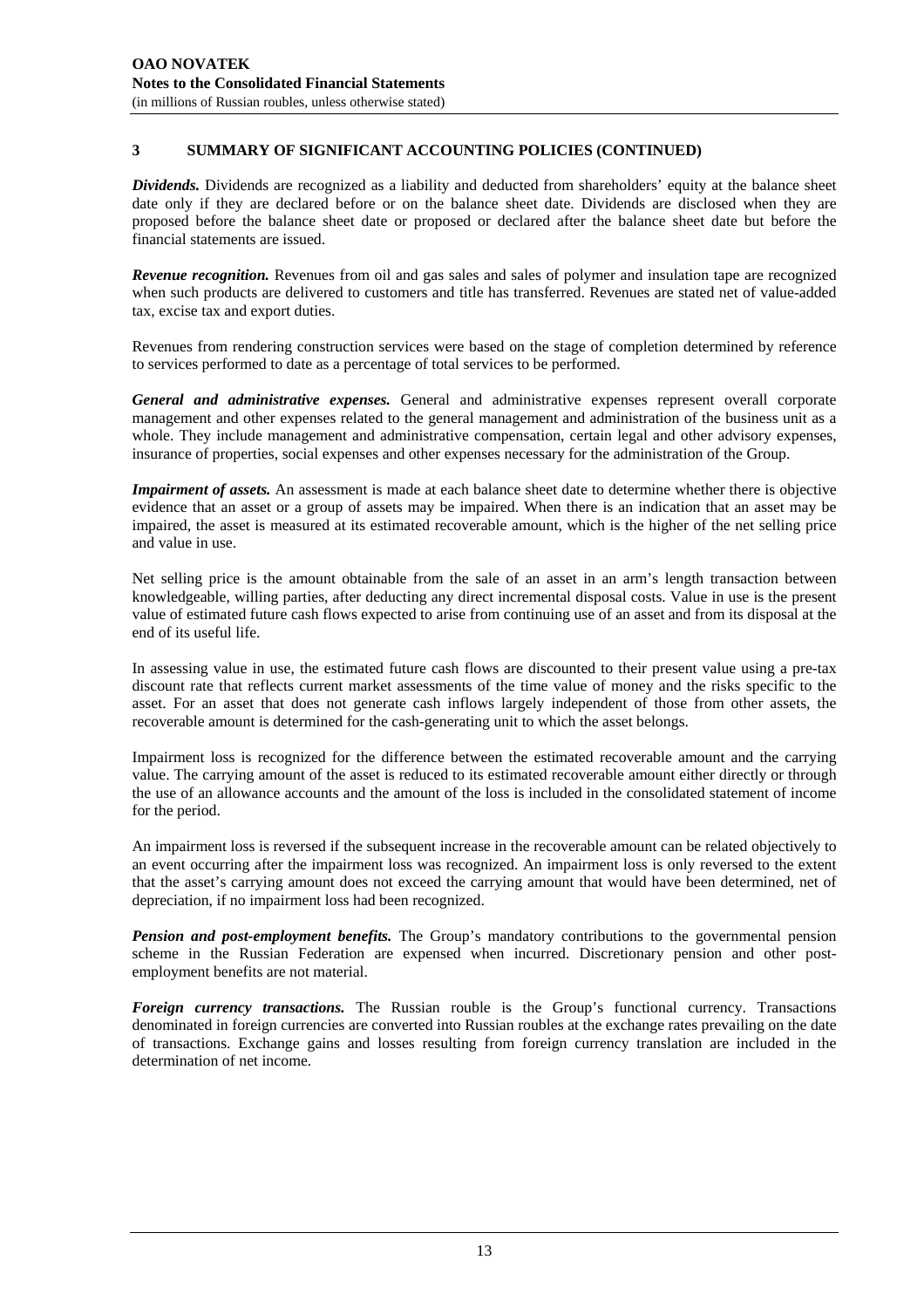## 3 SUMMARY OF SIGNIFICANT ACCOUNTING POLICIES (CONTINUED)

***Dividends.*** Dividends are recognized as a liability and deducted from shareholders' equity at the balance sheet date only if they are declared before or on the balance sheet date. Dividends are disclosed when they are proposed before the balance sheet date or proposed or declared after the balance sheet date but before the financial statements are issued.

***Revenue recognition.*** Revenues from oil and gas sales and sales of polymer and insulation tape are recognized when such products are delivered to customers and title has transferred. Revenues are stated net of value-added tax, excise tax and export duties.

Revenues from rendering construction services were based on the stage of completion determined by reference to services performed to date as a percentage of total services to be performed.

***General and administrative expenses.*** General and administrative expenses represent overall corporate management and other expenses related to the general management and administration of the business unit as a whole. They include management and administrative compensation, certain legal and other advisory expenses, insurance of properties, social expenses and other expenses necessary for the administration of the Group.

***Impairment of assets.*** An assessment is made at each balance sheet date to determine whether there is objective evidence that an asset or a group of assets may be impaired. When there is an indication that an asset may be impaired, the asset is measured at its estimated recoverable amount, which is the higher of the net selling price and value in use.

Net selling price is the amount obtainable from the sale of an asset in an arm's length transaction between knowledgeable, willing parties, after deducting any direct incremental disposal costs. Value in use is the present value of estimated future cash flows expected to arise from continuing use of an asset and from its disposal at the end of its useful life.

In assessing value in use, the estimated future cash flows are discounted to their present value using a pre-tax discount rate that reflects current market assessments of the time value of money and the risks specific to the asset. For an asset that does not generate cash inflows largely independent of those from other assets, the recoverable amount is determined for the cash-generating unit to which the asset belongs.

Impairment loss is recognized for the difference between the estimated recoverable amount and the carrying value. The carrying amount of the asset is reduced to its estimated recoverable amount either directly or through the use of an allowance accounts and the amount of the loss is included in the consolidated statement of income for the period.

An impairment loss is reversed if the subsequent increase in the recoverable amount can be related objectively to an event occurring after the impairment loss was recognized. An impairment loss is only reversed to the extent that the asset's carrying amount does not exceed the carrying amount that would have been determined, net of depreciation, if no impairment loss had been recognized.

***Pension and post-employment benefits.*** The Group's mandatory contributions to the governmental pension scheme in the Russian Federation are expensed when incurred. Discretionary pension and other post-employment benefits are not material.

***Foreign currency transactions.*** The Russian rouble is the Group's functional currency. Transactions denominated in foreign currencies are converted into Russian roubles at the exchange rates prevailing on the date of transactions. Exchange gains and losses resulting from foreign currency translation are included in the determination of net income.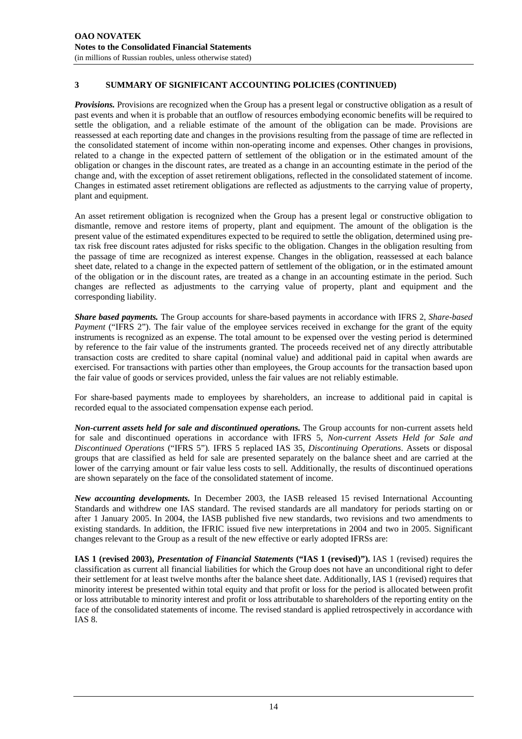## 3 SUMMARY OF SIGNIFICANT ACCOUNTING POLICIES (CONTINUED)

***Provisions.*** Provisions are recognized when the Group has a present legal or constructive obligation as a result of past events and when it is probable that an outflow of resources embodying economic benefits will be required to settle the obligation, and a reliable estimate of the amount of the obligation can be made. Provisions are reassessed at each reporting date and changes in the provisions resulting from the passage of time are reflected in the consolidated statement of income within non-operating income and expenses. Other changes in provisions, related to a change in the expected pattern of settlement of the obligation or in the estimated amount of the obligation or changes in the discount rates, are treated as a change in an accounting estimate in the period of the change and, with the exception of asset retirement obligations, reflected in the consolidated statement of income. Changes in estimated asset retirement obligations are reflected as adjustments to the carrying value of property, plant and equipment.

An asset retirement obligation is recognized when the Group has a present legal or constructive obligation to dismantle, remove and restore items of property, plant and equipment. The amount of the obligation is the present value of the estimated expenditures expected to be required to settle the obligation, determined using pre-tax risk free discount rates adjusted for risks specific to the obligation. Changes in the obligation resulting from the passage of time are recognized as interest expense. Changes in the obligation, reassessed at each balance sheet date, related to a change in the expected pattern of settlement of the obligation, or in the estimated amount of the obligation or in the discount rates, are treated as a change in an accounting estimate in the period. Such changes are reflected as adjustments to the carrying value of property, plant and equipment and the corresponding liability.

***Share based payments.*** The Group accounts for share-based payments in accordance with IFRS 2, *Share-based Payment* ("IFRS 2"). The fair value of the employee services received in exchange for the grant of the equity instruments is recognized as an expense. The total amount to be expensed over the vesting period is determined by reference to the fair value of the instruments granted. The proceeds received net of any directly attributable transaction costs are credited to share capital (nominal value) and additional paid in capital when awards are exercised. For transactions with parties other than employees, the Group accounts for the transaction based upon the fair value of goods or services provided, unless the fair values are not reliably estimable.

For share-based payments made to employees by shareholders, an increase to additional paid in capital is recorded equal to the associated compensation expense each period.

***Non-current assets held for sale and discontinued operations.*** The Group accounts for non-current assets held for sale and discontinued operations in accordance with IFRS 5, *Non-current Assets Held for Sale and Discontinued Operations* ("IFRS 5"). IFRS 5 replaced IAS 35, *Discontinuing Operations*. Assets or disposal groups that are classified as held for sale are presented separately on the balance sheet and are carried at the lower of the carrying amount or fair value less costs to sell. Additionally, the results of discontinued operations are shown separately on the face of the consolidated statement of income.

***New accounting developments.*** In December 2003, the IASB released 15 revised International Accounting Standards and withdrew one IAS standard. The revised standards are all mandatory for periods starting on or after 1 January 2005. In 2004, the IASB published five new standards, two revisions and two amendments to existing standards. In addition, the IFRIC issued five new interpretations in 2004 and two in 2005. Significant changes relevant to the Group as a result of the new effective or early adopted IFRSs are:

**IAS 1 (revised 2003),** ***Presentation of Financial Statements*** **("IAS 1 (revised)").** IAS 1 (revised) requires the classification as current all financial liabilities for which the Group does not have an unconditional right to defer their settlement for at least twelve months after the balance sheet date. Additionally, IAS 1 (revised) requires that minority interest be presented within total equity and that profit or loss for the period is allocated between profit or loss attributable to minority interest and profit or loss attributable to shareholders of the reporting entity on the face of the consolidated statements of income. The revised standard is applied retrospectively in accordance with IAS 8.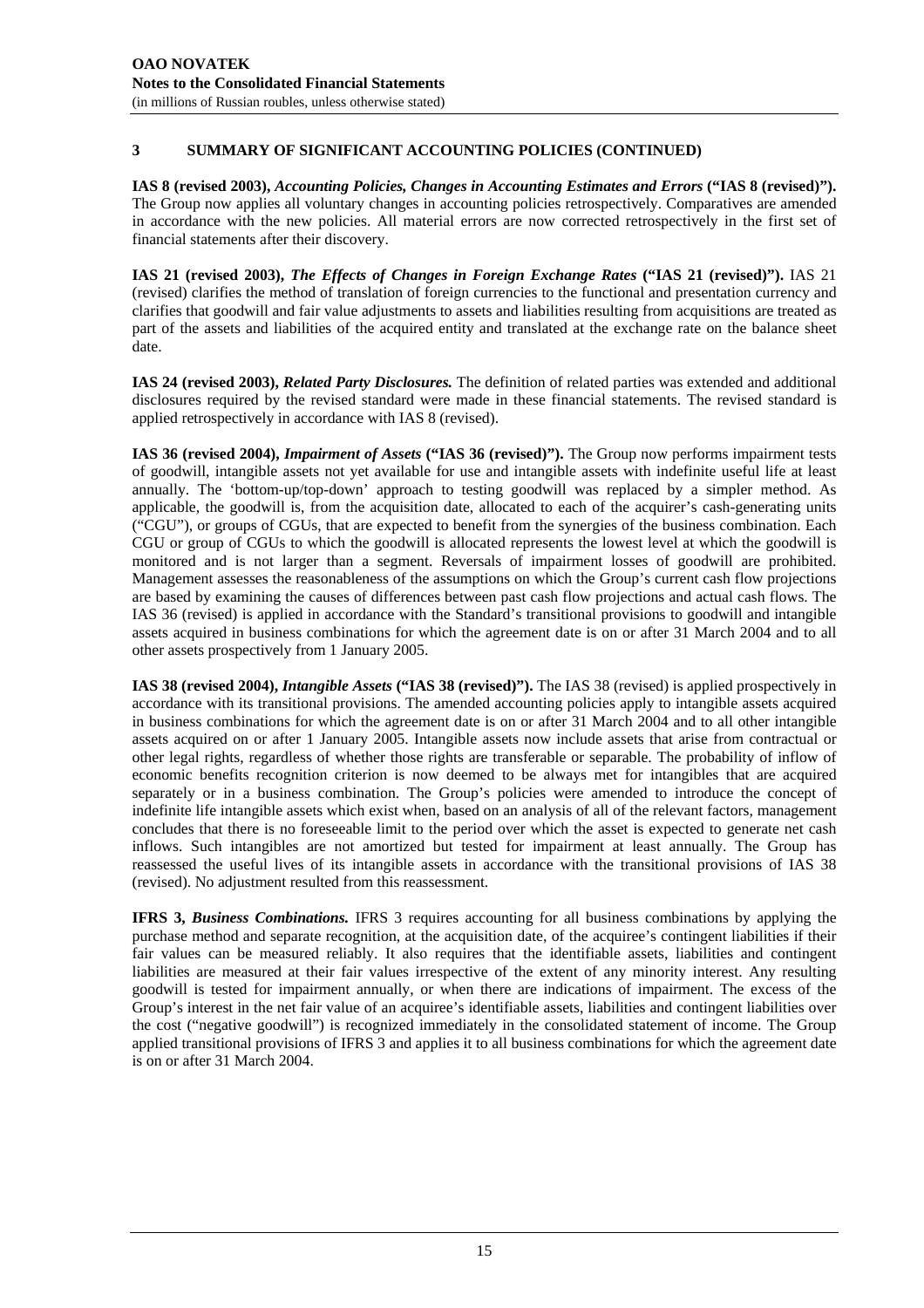## 3 SUMMARY OF SIGNIFICANT ACCOUNTING POLICIES (CONTINUED)

**IAS 8 (revised 2003),** ***Accounting Policies, Changes in Accounting Estimates and Errors*** **("IAS 8 (revised)").** The Group now applies all voluntary changes in accounting policies retrospectively. Comparatives are amended in accordance with the new policies. All material errors are now corrected retrospectively in the first set of financial statements after their discovery.

**IAS 21 (revised 2003),** ***The Effects of Changes in Foreign Exchange Rates*** **("IAS 21 (revised)").** IAS 21 (revised) clarifies the method of translation of foreign currencies to the functional and presentation currency and clarifies that goodwill and fair value adjustments to assets and liabilities resulting from acquisitions are treated as part of the assets and liabilities of the acquired entity and translated at the exchange rate on the balance sheet date.

**IAS 24 (revised 2003),** ***Related Party Disclosures.*** The definition of related parties was extended and additional disclosures required by the revised standard were made in these financial statements. The revised standard is applied retrospectively in accordance with IAS 8 (revised).

**IAS 36 (revised 2004),** ***Impairment of Assets*** **("IAS 36 (revised)").** The Group now performs impairment tests of goodwill, intangible assets not yet available for use and intangible assets with indefinite useful life at least annually. The 'bottom-up/top-down' approach to testing goodwill was replaced by a simpler method. As applicable, the goodwill is, from the acquisition date, allocated to each of the acquirer's cash-generating units ("CGU"), or groups of CGUs, that are expected to benefit from the synergies of the business combination. Each CGU or group of CGUs to which the goodwill is allocated represents the lowest level at which the goodwill is monitored and is not larger than a segment. Reversals of impairment losses of goodwill are prohibited. Management assesses the reasonableness of the assumptions on which the Group's current cash flow projections are based by examining the causes of differences between past cash flow projections and actual cash flows. The IAS 36 (revised) is applied in accordance with the Standard's transitional provisions to goodwill and intangible assets acquired in business combinations for which the agreement date is on or after 31 March 2004 and to all other assets prospectively from 1 January 2005.

**IAS 38 (revised 2004),** ***Intangible Assets*** **("IAS 38 (revised)").** The IAS 38 (revised) is applied prospectively in accordance with its transitional provisions. The amended accounting policies apply to intangible assets acquired in business combinations for which the agreement date is on or after 31 March 2004 and to all other intangible assets acquired on or after 1 January 2005. Intangible assets now include assets that arise from contractual or other legal rights, regardless of whether those rights are transferable or separable. The probability of inflow of economic benefits recognition criterion is now deemed to be always met for intangibles that are acquired separately or in a business combination. The Group's policies were amended to introduce the concept of indefinite life intangible assets which exist when, based on an analysis of all of the relevant factors, management concludes that there is no foreseeable limit to the period over which the asset is expected to generate net cash inflows. Such intangibles are not amortized but tested for impairment at least annually. The Group has reassessed the useful lives of its intangible assets in accordance with the transitional provisions of IAS 38 (revised). No adjustment resulted from this reassessment.

**IFRS 3,** ***Business Combinations.*** IFRS 3 requires accounting for all business combinations by applying the purchase method and separate recognition, at the acquisition date, of the acquiree's contingent liabilities if their fair values can be measured reliably. It also requires that the identifiable assets, liabilities and contingent liabilities are measured at their fair values irrespective of the extent of any minority interest. Any resulting goodwill is tested for impairment annually, or when there are indications of impairment. The excess of the Group's interest in the net fair value of an acquiree's identifiable assets, liabilities and contingent liabilities over the cost ("negative goodwill") is recognized immediately in the consolidated statement of income. The Group applied transitional provisions of IFRS 3 and applies it to all business combinations for which the agreement date is on or after 31 March 2004.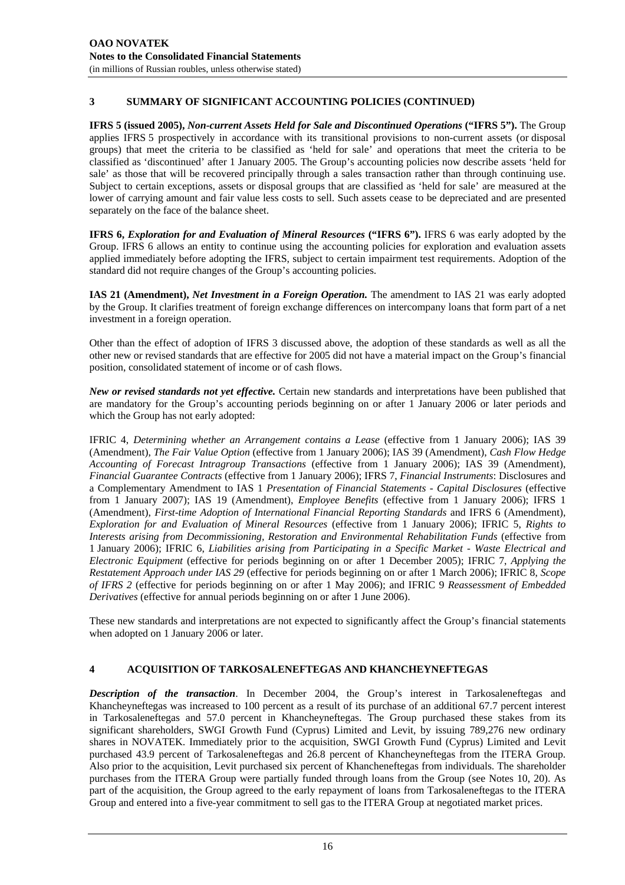## 3 SUMMARY OF SIGNIFICANT ACCOUNTING POLICIES (CONTINUED)

**IFRS 5 (issued 2005),** ***Non-current Assets Held for Sale and Discontinued Operations*** **("IFRS 5").** The Group applies IFRS 5 prospectively in accordance with its transitional provisions to non-current assets (or disposal groups) that meet the criteria to be classified as 'held for sale' and operations that meet the criteria to be classified as 'discontinued' after 1 January 2005. The Group's accounting policies now describe assets 'held for sale' as those that will be recovered principally through a sales transaction rather than through continuing use. Subject to certain exceptions, assets or disposal groups that are classified as 'held for sale' are measured at the lower of carrying amount and fair value less costs to sell. Such assets cease to be depreciated and are presented separately on the face of the balance sheet.

**IFRS 6,** ***Exploration for and Evaluation of Mineral Resources*** **("IFRS 6").** IFRS 6 was early adopted by the Group. IFRS 6 allows an entity to continue using the accounting policies for exploration and evaluation assets applied immediately before adopting the IFRS, subject to certain impairment test requirements. Adoption of the standard did not require changes of the Group's accounting policies.

**IAS 21 (Amendment),** ***Net Investment in a Foreign Operation.*** The amendment to IAS 21 was early adopted by the Group. It clarifies treatment of foreign exchange differences on intercompany loans that form part of a net investment in a foreign operation.

Other than the effect of adoption of IFRS 3 discussed above, the adoption of these standards as well as all the other new or revised standards that are effective for 2005 did not have a material impact on the Group's financial position, consolidated statement of income or of cash flows.

***New or revised standards not yet effective.*** Certain new standards and interpretations have been published that are mandatory for the Group's accounting periods beginning on or after 1 January 2006 or later periods and which the Group has not early adopted:

IFRIC 4, *Determining whether an Arrangement contains a Lease* (effective from 1 January 2006); IAS 39 (Amendment), *The Fair Value Option* (effective from 1 January 2006); IAS 39 (Amendment), *Cash Flow Hedge Accounting of Forecast Intragroup Transactions* (effective from 1 January 2006); IAS 39 (Amendment), *Financial Guarantee Contracts* (effective from 1 January 2006); IFRS 7, *Financial Instruments*: Disclosures and a Complementary Amendment to IAS 1 *Presentation of Financial Statements - Capital Disclosures* (effective from 1 January 2007); IAS 19 (Amendment), *Employee Benefits* (effective from 1 January 2006); IFRS 1 (Amendment), *First-time Adoption of International Financial Reporting Standards* and IFRS 6 (Amendment), *Exploration for and Evaluation of Mineral Resources* (effective from 1 January 2006); IFRIC 5, *Rights to Interests arising from Decommissioning, Restoration and Environmental Rehabilitation Funds* (effective from 1 January 2006); IFRIC 6, *Liabilities arising from Participating in a Specific Market - Waste Electrical and Electronic Equipment* (effective for periods beginning on or after 1 December 2005); IFRIC 7, *Applying the Restatement Approach under IAS 29* (effective for periods beginning on or after 1 March 2006); IFRIC 8, *Scope of IFRS 2* (effective for periods beginning on or after 1 May 2006); and IFRIC 9 *Reassessment of Embedded Derivatives* (effective for annual periods beginning on or after 1 June 2006).

These new standards and interpretations are not expected to significantly affect the Group's financial statements when adopted on 1 January 2006 or later.

## 4 ACQUISITION OF TARKOSALENEFTEGAS AND KHANCHEYNEFTEGAS

***Description of the transaction***. In December 2004, the Group's interest in Tarkosaleneftegas and Khancheyneftegas was increased to 100 percent as a result of its purchase of an additional 67.7 percent interest in Tarkosaleneftegas and 57.0 percent in Khancheyneftegas. The Group purchased these stakes from its significant shareholders, SWGI Growth Fund (Cyprus) Limited and Levit, by issuing 789,276 new ordinary shares in NOVATEK. Immediately prior to the acquisition, SWGI Growth Fund (Cyprus) Limited and Levit purchased 43.9 percent of Tarkosaleneftegas and 26.8 percent of Khancheyneftegas from the ITERA Group. Also prior to the acquisition, Levit purchased six percent of Khancheneftegas from individuals. The shareholder purchases from the ITERA Group were partially funded through loans from the Group (see Notes 10, 20). As part of the acquisition, the Group agreed to the early repayment of loans from Tarkosaleneftegas to the ITERA Group and entered into a five-year commitment to sell gas to the ITERA Group at negotiated market prices.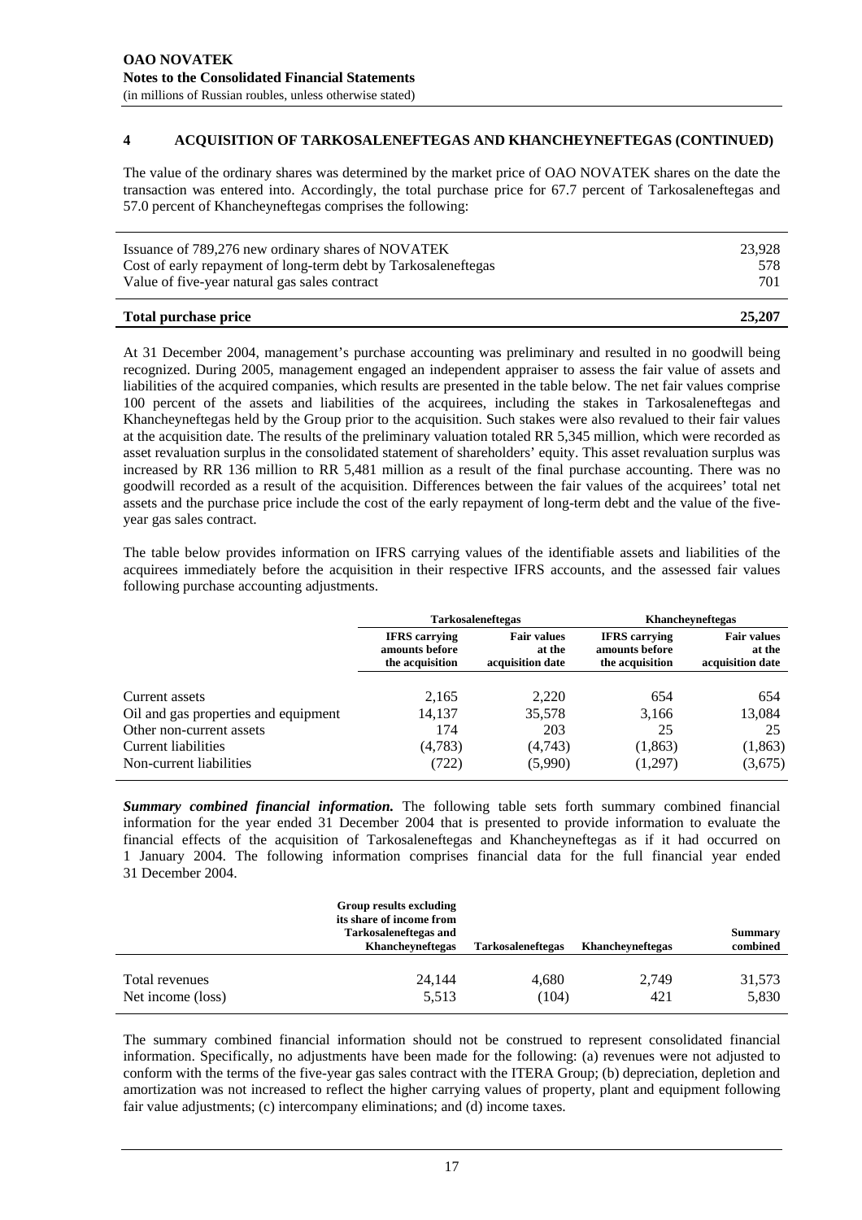## 4 ACQUISITION OF TARKOSALENEFTEGAS AND KHANCHEYNEFTEGAS (CONTINUED)

The value of the ordinary shares was determined by the market price of OAO NOVATEK shares on the date the transaction was entered into. Accordingly, the total purchase price for 67.7 percent of Tarkosaleneftegas and 57.0 percent of Khancheyneftegas comprises the following:

| | |
|---|---|
| Issuance of 789,276 new ordinary shares of NOVATEK | 23,928 |
| Cost of early repayment of long-term debt by Tarkosaleneftegas | 578 |
| Value of five-year natural gas sales contract | 701 |
| **Total purchase price** | **25,207** |

At 31 December 2004, management's purchase accounting was preliminary and resulted in no goodwill being recognized. During 2005, management engaged an independent appraiser to assess the fair value of assets and liabilities of the acquired companies, which results are presented in the table below. The net fair values comprise 100 percent of the assets and liabilities of the acquirees, including the stakes in Tarkosaleneftegas and Khancheyneftegas held by the Group prior to the acquisition. Such stakes were also revalued to their fair values at the acquisition date. The results of the preliminary valuation totaled RR 5,345 million, which were recorded as asset revaluation surplus in the consolidated statement of shareholders' equity. This asset revaluation surplus was increased by RR 136 million to RR 5,481 million as a result of the final purchase accounting. There was no goodwill recorded as a result of the acquisition. Differences between the fair values of the acquirees' total net assets and the purchase price include the cost of the early repayment of long-term debt and the value of the five-year gas sales contract.

The table below provides information on IFRS carrying values of the identifiable assets and liabilities of the acquirees immediately before the acquisition in their respective IFRS accounts, and the assessed fair values following purchase accounting adjustments.

| | Tarkosaleneftegas | | Khancheyneftegas | |
|---|---|---|---|---|
| | IFRS carrying amounts before the acquisition | Fair values at the acquisition date | IFRS carrying amounts before the acquisition | Fair values at the acquisition date |
| Current assets | 2,165 | 2,220 | 654 | 654 |
| Oil and gas properties and equipment | 14,137 | 35,578 | 3,166 | 13,084 |
| Other non-current assets | 174 | 203 | 25 | 25 |
| Current liabilities | (4,783) | (4,743) | (1,863) | (1,863) |
| Non-current liabilities | (722) | (5,990) | (1,297) | (3,675) |

***Summary combined financial information.*** The following table sets forth summary combined financial information for the year ended 31 December 2004 that is presented to provide information to evaluate the financial effects of the acquisition of Tarkosaleneftegas and Khancheyneftegas as if it had occurred on 1 January 2004. The following information comprises financial data for the full financial year ended 31 December 2004.

| | Group results excluding its share of income from Tarkosaleneftegas and Khancheyneftegas | Tarkosaleneftegas | Khancheyneftegas | Summary combined |
|---|---|---|---|---|
| Total revenues | 24,144 | 4,680 | 2,749 | 31,573 |
| Net income (loss) | 5,513 | (104) | 421 | 5,830 |

The summary combined financial information should not be construed to represent consolidated financial information. Specifically, no adjustments have been made for the following: (a) revenues were not adjusted to conform with the terms of the five-year gas sales contract with the ITERA Group; (b) depreciation, depletion and amortization was not increased to reflect the higher carrying values of property, plant and equipment following fair value adjustments; (c) intercompany eliminations; and (d) income taxes.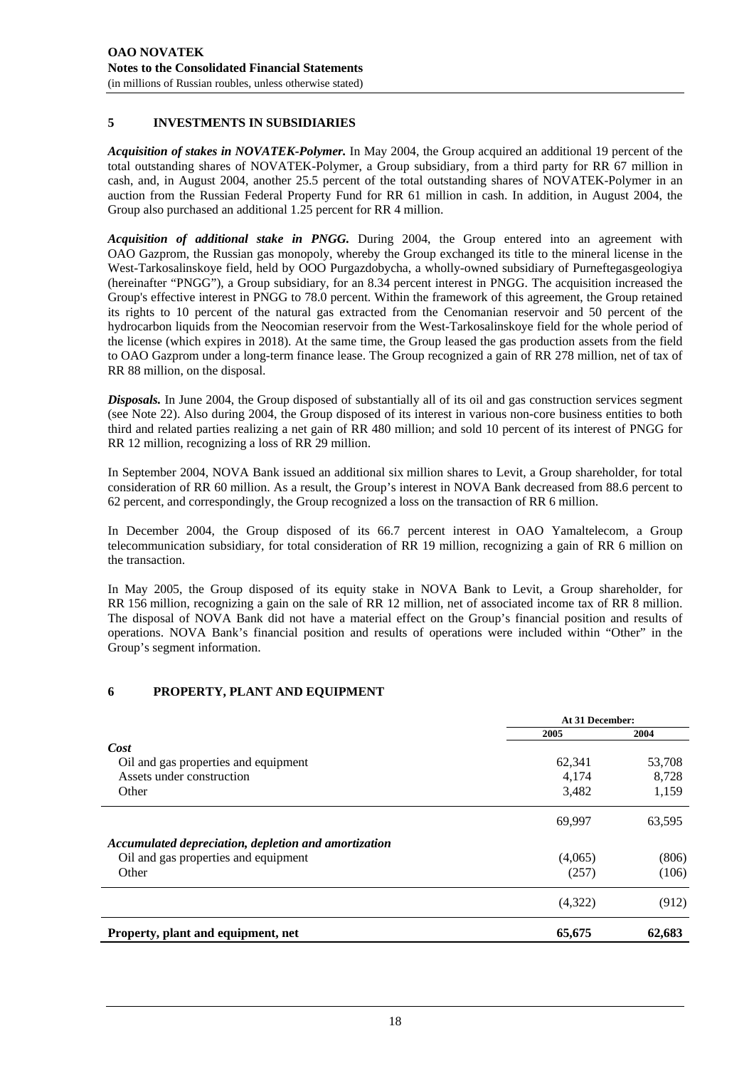## 5 INVESTMENTS IN SUBSIDIARIES

***Acquisition of stakes in NOVATEK-Polymer.*** In May 2004, the Group acquired an additional 19 percent of the total outstanding shares of NOVATEK-Polymer, a Group subsidiary, from a third party for RR 67 million in cash, and, in August 2004, another 25.5 percent of the total outstanding shares of NOVATEK-Polymer in an auction from the Russian Federal Property Fund for RR 61 million in cash. In addition, in August 2004, the Group also purchased an additional 1.25 percent for RR 4 million.

***Acquisition of additional stake in PNGG.*** During 2004, the Group entered into an agreement with OAO Gazprom, the Russian gas monopoly, whereby the Group exchanged its title to the mineral license in the West-Tarkosalinskoye field, held by OOO Purgazdobycha, a wholly-owned subsidiary of Purneftegasgeologiya (hereinafter "PNGG"), a Group subsidiary, for an 8.34 percent interest in PNGG. The acquisition increased the Group's effective interest in PNGG to 78.0 percent. Within the framework of this agreement, the Group retained its rights to 10 percent of the natural gas extracted from the Cenomanian reservoir and 50 percent of the hydrocarbon liquids from the Neocomian reservoir from the West-Tarkosalinskoye field for the whole period of the license (which expires in 2018). At the same time, the Group leased the gas production assets from the field to OAO Gazprom under a long-term finance lease. The Group recognized a gain of RR 278 million, net of tax of RR 88 million, on the disposal.

***Disposals.*** In June 2004, the Group disposed of substantially all of its oil and gas construction services segment (see Note 22). Also during 2004, the Group disposed of its interest in various non-core business entities to both third and related parties realizing a net gain of RR 480 million; and sold 10 percent of its interest of PNGG for RR 12 million, recognizing a loss of RR 29 million.

In September 2004, NOVA Bank issued an additional six million shares to Levit, a Group shareholder, for total consideration of RR 60 million. As a result, the Group's interest in NOVA Bank decreased from 88.6 percent to 62 percent, and correspondingly, the Group recognized a loss on the transaction of RR 6 million.

In December 2004, the Group disposed of its 66.7 percent interest in OAO Yamaltelecom, a Group telecommunication subsidiary, for total consideration of RR 19 million, recognizing a gain of RR 6 million on the transaction.

In May 2005, the Group disposed of its equity stake in NOVA Bank to Levit, a Group shareholder, for RR 156 million, recognizing a gain on the sale of RR 12 million, net of associated income tax of RR 8 million. The disposal of NOVA Bank did not have a material effect on the Group's financial position and results of operations. NOVA Bank's financial position and results of operations were included within "Other" in the Group's segment information.

## 6 PROPERTY, PLANT AND EQUIPMENT

| | At 31 December: | |
|---|---|---|
| | 2005 | 2004 |
| ***Cost*** | | |
| Oil and gas properties and equipment | 62,341 | 53,708 |
| Assets under construction | 4,174 | 8,728 |
| Other | 3,482 | 1,159 |
| | 69,997 | 63,595 |
| ***Accumulated depreciation, depletion and amortization*** | | |
| Oil and gas properties and equipment | (4,065) | (806) |
| Other | (257) | (106) |
| | (4,322) | (912) |
| **Property, plant and equipment, net** | **65,675** | **62,683** |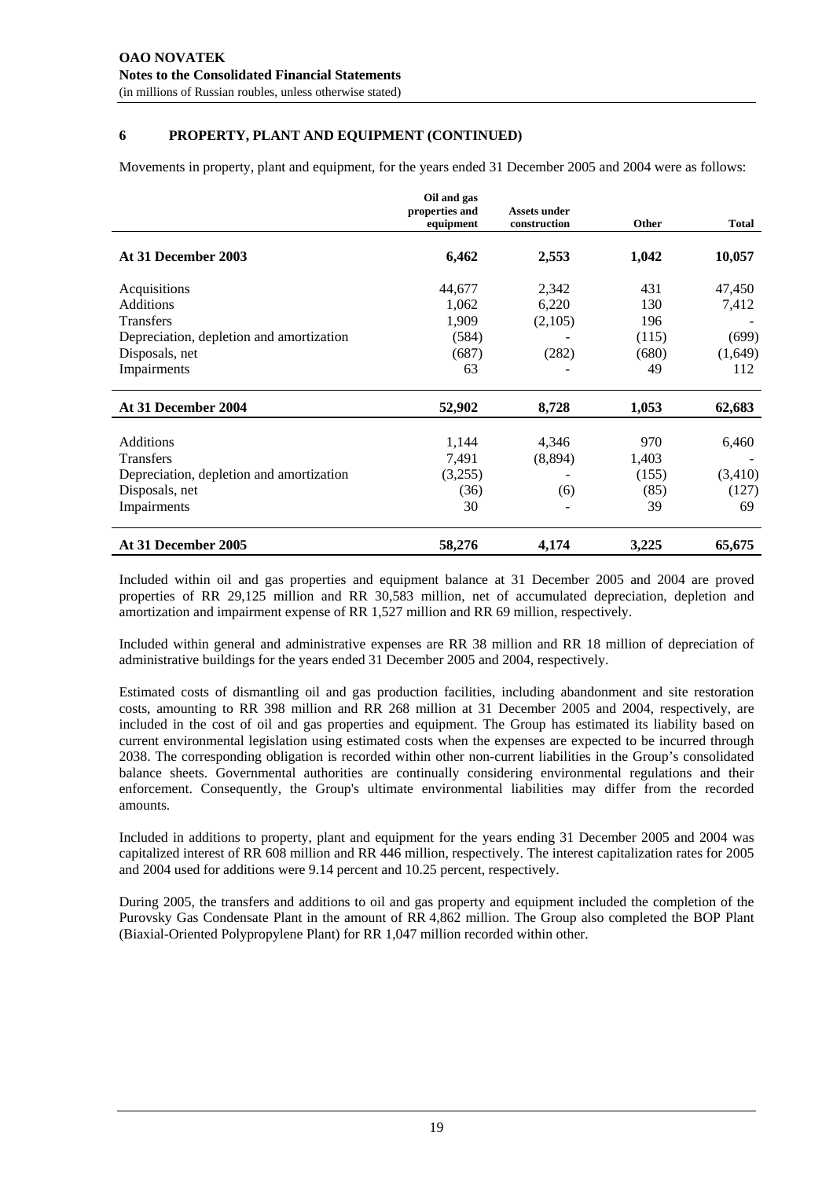## 6 PROPERTY, PLANT AND EQUIPMENT (CONTINUED)

Movements in property, plant and equipment, for the years ended 31 December 2005 and 2004 were as follows:

| | Oil and gas properties and equipment | Assets under construction | Other | Total |
|---|---|---|---|---|
| **At 31 December 2003** | **6,462** | **2,553** | **1,042** | **10,057** |
| Acquisitions | 44,677 | 2,342 | 431 | 47,450 |
| Additions | 1,062 | 6,220 | 130 | 7,412 |
| Transfers | 1,909 | (2,105) | 196 | - |
| Depreciation, depletion and amortization | (584) | - | (115) | (699) |
| Disposals, net | (687) | (282) | (680) | (1,649) |
| Impairments | 63 | - | 49 | 112 |
| **At 31 December 2004** | **52,902** | **8,728** | **1,053** | **62,683** |
| Additions | 1,144 | 4,346 | 970 | 6,460 |
| Transfers | 7,491 | (8,894) | 1,403 | - |
| Depreciation, depletion and amortization | (3,255) | - | (155) | (3,410) |
| Disposals, net | (36) | (6) | (85) | (127) |
| Impairments | 30 | - | 39 | 69 |
| **At 31 December 2005** | **58,276** | **4,174** | **3,225** | **65,675** |

Included within oil and gas properties and equipment balance at 31 December 2005 and 2004 are proved properties of RR 29,125 million and RR 30,583 million, net of accumulated depreciation, depletion and amortization and impairment expense of RR 1,527 million and RR 69 million, respectively.

Included within general and administrative expenses are RR 38 million and RR 18 million of depreciation of administrative buildings for the years ended 31 December 2005 and 2004, respectively.

Estimated costs of dismantling oil and gas production facilities, including abandonment and site restoration costs, amounting to RR 398 million and RR 268 million at 31 December 2005 and 2004, respectively, are included in the cost of oil and gas properties and equipment. The Group has estimated its liability based on current environmental legislation using estimated costs when the expenses are expected to be incurred through 2038. The corresponding obligation is recorded within other non-current liabilities in the Group's consolidated balance sheets. Governmental authorities are continually considering environmental regulations and their enforcement. Consequently, the Group's ultimate environmental liabilities may differ from the recorded amounts.

Included in additions to property, plant and equipment for the years ending 31 December 2005 and 2004 was capitalized interest of RR 608 million and RR 446 million, respectively. The interest capitalization rates for 2005 and 2004 used for additions were 9.14 percent and 10.25 percent, respectively.

During 2005, the transfers and additions to oil and gas property and equipment included the completion of the Purovsky Gas Condensate Plant in the amount of RR 4,862 million. The Group also completed the BOP Plant (Biaxial-Oriented Polypropylene Plant) for RR 1,047 million recorded within other.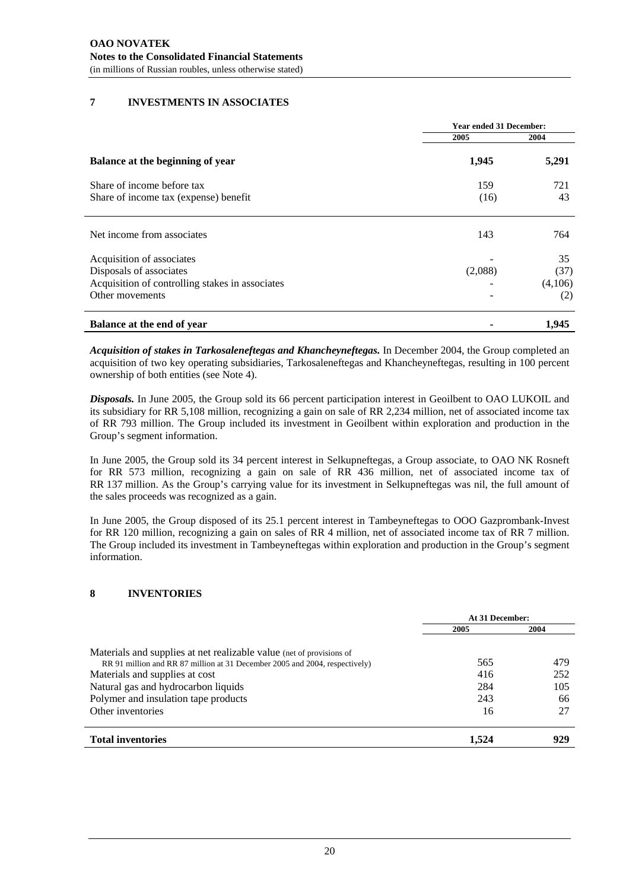## 7 INVESTMENTS IN ASSOCIATES

| | Year ended 31 December: | |
|---|---|---|
| | 2005 | 2004 |
| **Balance at the beginning of year** | **1,945** | **5,291** |
| Share of income before tax | 159 | 721 |
| Share of income tax (expense) benefit | (16) | 43 |
| Net income from associates | 143 | 764 |
| Acquisition of associates | - | 35 |
| Disposals of associates | (2,088) | (37) |
| Acquisition of controlling stakes in associates | - | (4,106) |
| Other movements | - | (2) |
| **Balance at the end of year** | **-** | **1,945** |

***Acquisition of stakes in Tarkosaleneftegas and Khancheyneftegas.*** In December 2004, the Group completed an acquisition of two key operating subsidiaries, Tarkosaleneftegas and Khancheyneftegas, resulting in 100 percent ownership of both entities (see Note 4).

***Disposals.*** In June 2005, the Group sold its 66 percent participation interest in Geoilbent to OAO LUKOIL and its subsidiary for RR 5,108 million, recognizing a gain on sale of RR 2,234 million, net of associated income tax of RR 793 million. The Group included its investment in Geoilbent within exploration and production in the Group's segment information.

In June 2005, the Group sold its 34 percent interest in Selkupneftegas, a Group associate, to OAO NK Rosneft for RR 573 million, recognizing a gain on sale of RR 436 million, net of associated income tax of RR 137 million. As the Group's carrying value for its investment in Selkupneftegas was nil, the full amount of the sales proceeds was recognized as a gain.

In June 2005, the Group disposed of its 25.1 percent interest in Tambeyneftegas to OOO Gazprombank-Invest for RR 120 million, recognizing a gain on sales of RR 4 million, net of associated income tax of RR 7 million. The Group included its investment in Tambeyneftegas within exploration and production in the Group's segment information.

## 8 INVENTORIES

| | At 31 December: | |
|---|---|---|
| | 2005 | 2004 |
| Materials and supplies at net realizable value (net of provisions of RR 91 million and RR 87 million at 31 December 2005 and 2004, respectively) | 565 | 479 |
| Materials and supplies at cost | 416 | 252 |
| Natural gas and hydrocarbon liquids | 284 | 105 |
| Polymer and insulation tape products | 243 | 66 |
| Other inventories | 16 | 27 |
| **Total inventories** | **1,524** | **929** |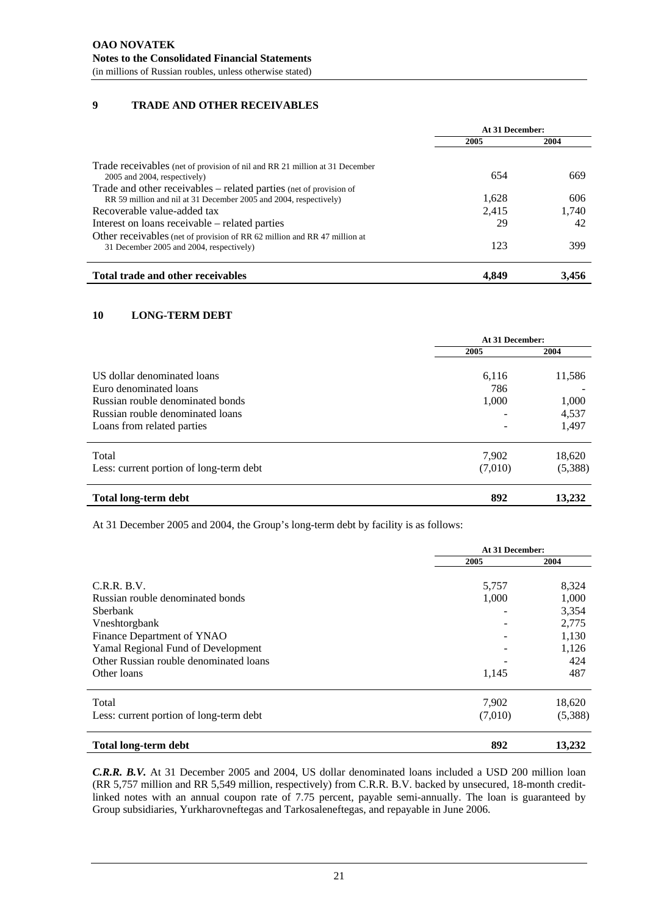## 9 TRADE AND OTHER RECEIVABLES

| | At 31 December: | |
|---|---|---|
| | 2005 | 2004 |
| Trade receivables (net of provision of nil and RR 21 million at 31 December 2005 and 2004, respectively) | 654 | 669 |
| Trade and other receivables – related parties (net of provision of RR 59 million and nil at 31 December 2005 and 2004, respectively) | 1,628 | 606 |
| Recoverable value-added tax | 2,415 | 1,740 |
| Interest on loans receivable – related parties | 29 | 42 |
| Other receivables (net of provision of RR 62 million and RR 47 million at 31 December 2005 and 2004, respectively) | 123 | 399 |
| **Total trade and other receivables** | **4,849** | **3,456** |

## 10 LONG-TERM DEBT

| | At 31 December: | |
|---|---|---|
| | 2005 | 2004 |
| US dollar denominated loans | 6,116 | 11,586 |
| Euro denominated loans | 786 | - |
| Russian rouble denominated bonds | 1,000 | 1,000 |
| Russian rouble denominated loans | - | 4,537 |
| Loans from related parties | - | 1,497 |
| Total | 7,902 | 18,620 |
| Less: current portion of long-term debt | (7,010) | (5,388) |
| **Total long-term debt** | **892** | **13,232** |

At 31 December 2005 and 2004, the Group's long-term debt by facility is as follows:

| | At 31 December: | |
|---|---|---|
| | 2005 | 2004 |
| C.R.R. B.V. | 5,757 | 8,324 |
| Russian rouble denominated bonds | 1,000 | 1,000 |
| Sberbank | - | 3,354 |
| Vneshtorgbank | - | 2,775 |
| Finance Department of YNAO | - | 1,130 |
| Yamal Regional Fund of Development | - | 1,126 |
| Other Russian rouble denominated loans | - | 424 |
| Other loans | 1,145 | 487 |
| Total | 7,902 | 18,620 |
| Less: current portion of long-term debt | (7,010) | (5,388) |
| **Total long-term debt** | **892** | **13,232** |

***C.R.R. B.V.*** At 31 December 2005 and 2004, US dollar denominated loans included a USD 200 million loan (RR 5,757 million and RR 5,549 million, respectively) from C.R.R. B.V. backed by unsecured, 18-month credit-linked notes with an annual coupon rate of 7.75 percent, payable semi-annually. The loan is guaranteed by Group subsidiaries, Yurkharovneftegas and Tarkosaleneftegas, and repayable in June 2006.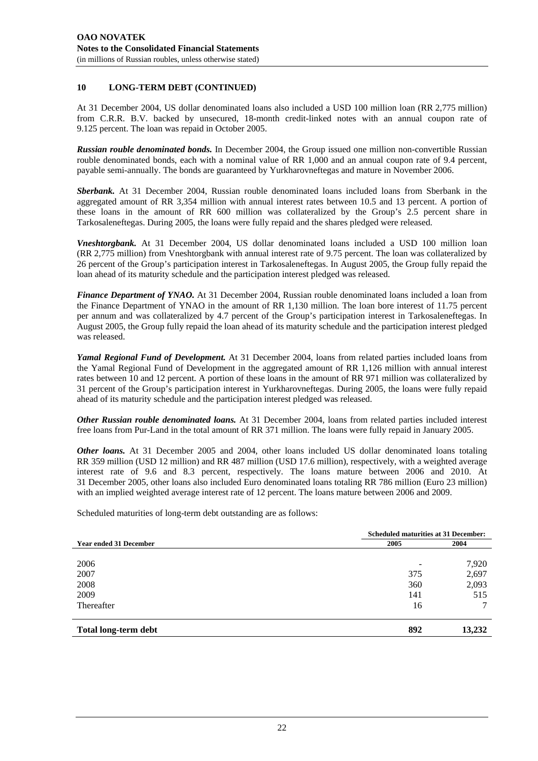## 10 LONG-TERM DEBT (CONTINUED)

At 31 December 2004, US dollar denominated loans also included a USD 100 million loan (RR 2,775 million) from C.R.R. B.V. backed by unsecured, 18-month credit-linked notes with an annual coupon rate of 9.125 percent. The loan was repaid in October 2005.

***Russian rouble denominated bonds.*** In December 2004, the Group issued one million non-convertible Russian rouble denominated bonds, each with a nominal value of RR 1,000 and an annual coupon rate of 9.4 percent, payable semi-annually. The bonds are guaranteed by Yurkharovneftegas and mature in November 2006.

***Sberbank.*** At 31 December 2004, Russian rouble denominated loans included loans from Sberbank in the aggregated amount of RR 3,354 million with annual interest rates between 10.5 and 13 percent. A portion of these loans in the amount of RR 600 million was collateralized by the Group's 2.5 percent share in Tarkosaleneftegas. During 2005, the loans were fully repaid and the shares pledged were released.

***Vneshtorgbank.*** At 31 December 2004, US dollar denominated loans included a USD 100 million loan (RR 2,775 million) from Vneshtorgbank with annual interest rate of 9.75 percent. The loan was collateralized by 26 percent of the Group's participation interest in Tarkosaleneftegas. In August 2005, the Group fully repaid the loan ahead of its maturity schedule and the participation interest pledged was released.

***Finance Department of YNAO.*** At 31 December 2004, Russian rouble denominated loans included a loan from the Finance Department of YNAO in the amount of RR 1,130 million. The loan bore interest of 11.75 percent per annum and was collateralized by 4.7 percent of the Group's participation interest in Tarkosaleneftegas. In August 2005, the Group fully repaid the loan ahead of its maturity schedule and the participation interest pledged was released.

***Yamal Regional Fund of Development.*** At 31 December 2004, loans from related parties included loans from the Yamal Regional Fund of Development in the aggregated amount of RR 1,126 million with annual interest rates between 10 and 12 percent. A portion of these loans in the amount of RR 971 million was collateralized by 31 percent of the Group's participation interest in Yurkharovneftegas. During 2005, the loans were fully repaid ahead of its maturity schedule and the participation interest pledged was released.

***Other Russian rouble denominated loans.*** At 31 December 2004, loans from related parties included interest free loans from Pur-Land in the total amount of RR 371 million. The loans were fully repaid in January 2005.

***Other loans.*** At 31 December 2005 and 2004, other loans included US dollar denominated loans totaling RR 359 million (USD 12 million) and RR 487 million (USD 17.6 million), respectively, with a weighted average interest rate of 9.6 and 8.3 percent, respectively. The loans mature between 2006 and 2010. At 31 December 2005, other loans also included Euro denominated loans totaling RR 786 million (Euro 23 million) with an implied weighted average interest rate of 12 percent. The loans mature between 2006 and 2009.

Scheduled maturities of long-term debt outstanding are as follows:

| | Scheduled maturities at 31 December: | |
|---|---|---|
| **Year ended 31 December** | **2005** | **2004** |
| 2006 | - | 7,920 |
| 2007 | 375 | 2,697 |
| 2008 | 360 | 2,093 |
| 2009 | 141 | 515 |
| Thereafter | 16 | 7 |
| **Total long-term debt** | **892** | **13,232** |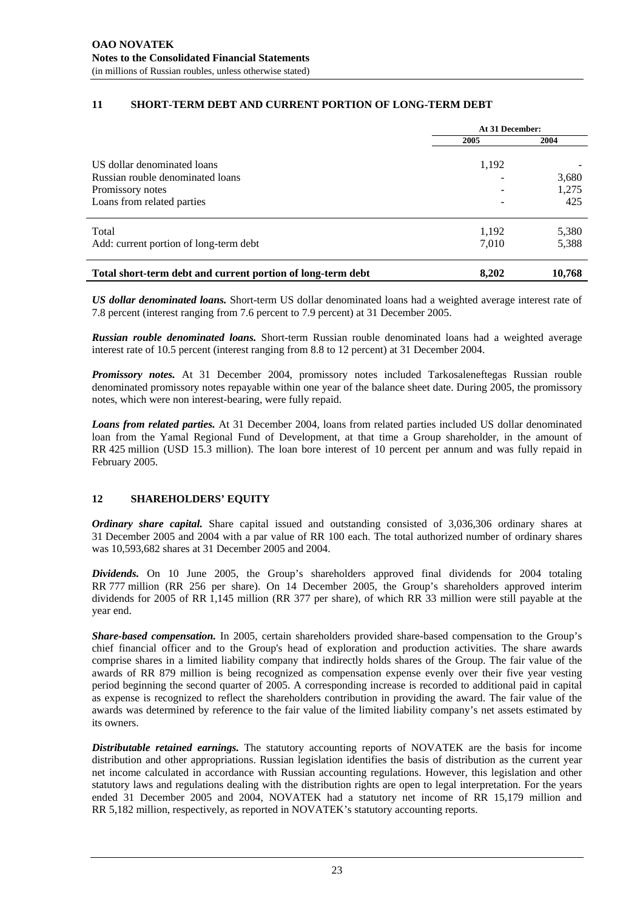## 11 SHORT-TERM DEBT AND CURRENT PORTION OF LONG-TERM DEBT

| | At 31 December: | |
|---|---|---|
| | 2005 | 2004 |
| US dollar denominated loans | 1,192 | - |
| Russian rouble denominated loans | - | 3,680 |
| Promissory notes | - | 1,275 |
| Loans from related parties | - | 425 |
| Total | 1,192 | 5,380 |
| Add: current portion of long-term debt | 7,010 | 5,388 |
| **Total short-term debt and current portion of long-term debt** | **8,202** | **10,768** |

***US dollar denominated loans.*** Short-term US dollar denominated loans had a weighted average interest rate of 7.8 percent (interest ranging from 7.6 percent to 7.9 percent) at 31 December 2005.

***Russian rouble denominated loans.*** Short-term Russian rouble denominated loans had a weighted average interest rate of 10.5 percent (interest ranging from 8.8 to 12 percent) at 31 December 2004.

***Promissory notes.*** At 31 December 2004, promissory notes included Tarkosaleneftegas Russian rouble denominated promissory notes repayable within one year of the balance sheet date. During 2005, the promissory notes, which were non interest-bearing, were fully repaid.

***Loans from related parties.*** At 31 December 2004, loans from related parties included US dollar denominated loan from the Yamal Regional Fund of Development, at that time a Group shareholder, in the amount of RR 425 million (USD 15.3 million). The loan bore interest of 10 percent per annum and was fully repaid in February 2005.

## 12 SHAREHOLDERS' EQUITY

***Ordinary share capital.*** Share capital issued and outstanding consisted of 3,036,306 ordinary shares at 31 December 2005 and 2004 with a par value of RR 100 each. The total authorized number of ordinary shares was 10,593,682 shares at 31 December 2005 and 2004.

***Dividends.*** On 10 June 2005, the Group's shareholders approved final dividends for 2004 totaling RR 777 million (RR 256 per share). On 14 December 2005, the Group's shareholders approved interim dividends for 2005 of RR 1,145 million (RR 377 per share), of which RR 33 million were still payable at the year end.

***Share-based compensation.*** In 2005, certain shareholders provided share-based compensation to the Group's chief financial officer and to the Group's head of exploration and production activities. The share awards comprise shares in a limited liability company that indirectly holds shares of the Group. The fair value of the awards of RR 879 million is being recognized as compensation expense evenly over their five year vesting period beginning the second quarter of 2005. A corresponding increase is recorded to additional paid in capital as expense is recognized to reflect the shareholders contribution in providing the award. The fair value of the awards was determined by reference to the fair value of the limited liability company's net assets estimated by its owners.

***Distributable retained earnings.*** The statutory accounting reports of NOVATEK are the basis for income distribution and other appropriations. Russian legislation identifies the basis of distribution as the current year net income calculated in accordance with Russian accounting regulations. However, this legislation and other statutory laws and regulations dealing with the distribution rights are open to legal interpretation. For the years ended 31 December 2005 and 2004, NOVATEK had a statutory net income of RR 15,179 million and RR 5,182 million, respectively, as reported in NOVATEK's statutory accounting reports.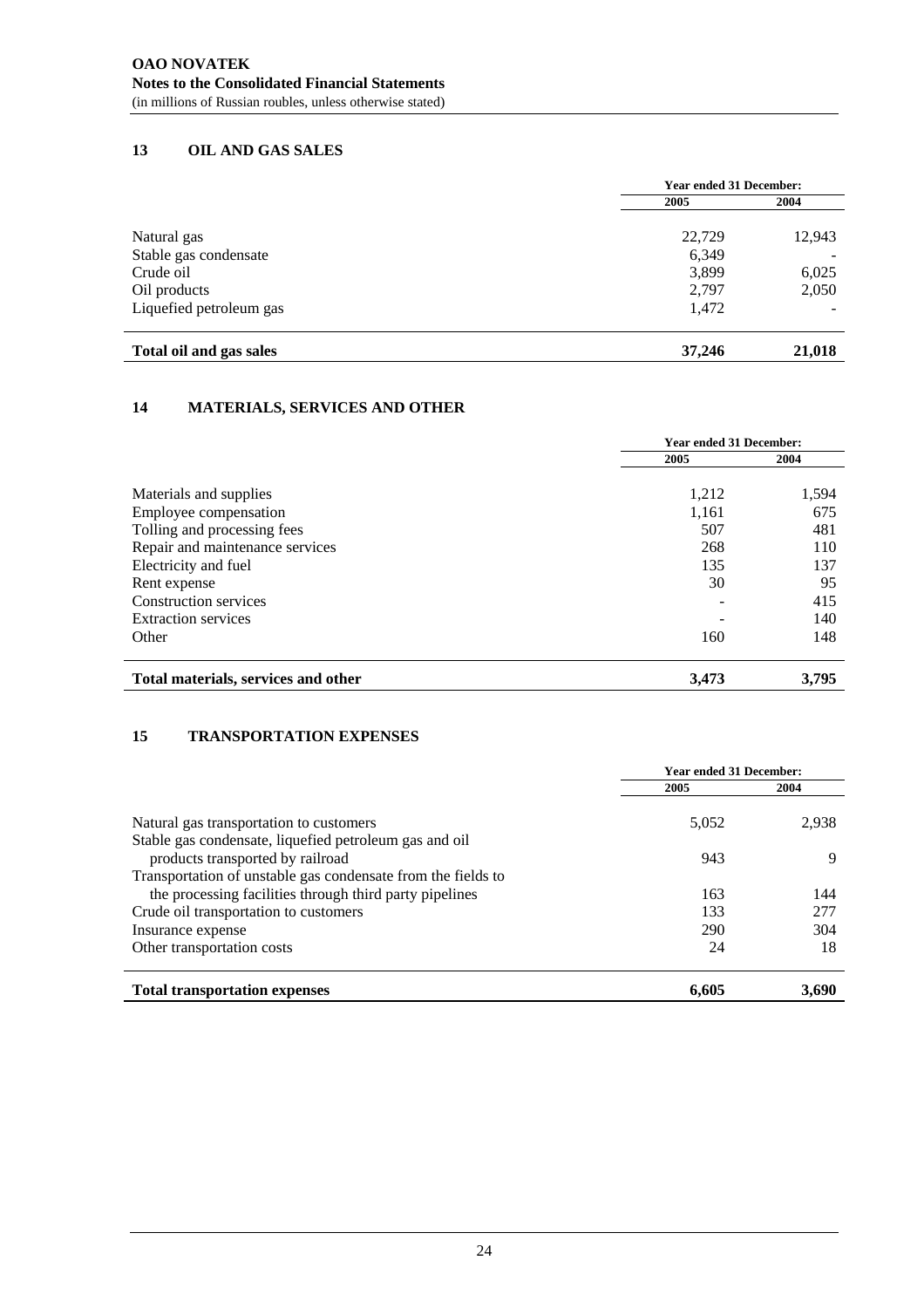## 13 OIL AND GAS SALES

| | Year ended 31 December: | |
|---|---|---|
| | 2005 | 2004 |
| Natural gas | 22,729 | 12,943 |
| Stable gas condensate | 6,349 | - |
| Crude oil | 3,899 | 6,025 |
| Oil products | 2,797 | 2,050 |
| Liquefied petroleum gas | 1,472 | - |
| **Total oil and gas sales** | **37,246** | **21,018** |

## 14 MATERIALS, SERVICES AND OTHER

| | Year ended 31 December: | |
|---|---|---|
| | 2005 | 2004 |
| Materials and supplies | 1,212 | 1,594 |
| Employee compensation | 1,161 | 675 |
| Tolling and processing fees | 507 | 481 |
| Repair and maintenance services | 268 | 110 |
| Electricity and fuel | 135 | 137 |
| Rent expense | 30 | 95 |
| Construction services | - | 415 |
| Extraction services | - | 140 |
| Other | 160 | 148 |
| **Total materials, services and other** | **3,473** | **3,795** |

## 15 TRANSPORTATION EXPENSES

| | Year ended 31 December: | |
|---|---|---|
| | 2005 | 2004 |
| Natural gas transportation to customers | 5,052 | 2,938 |
| Stable gas condensate, liquefied petroleum gas and oil products transported by railroad | 943 | 9 |
| Transportation of unstable gas condensate from the fields to the processing facilities through third party pipelines | 163 | 144 |
| Crude oil transportation to customers | 133 | 277 |
| Insurance expense | 290 | 304 |
| Other transportation costs | 24 | 18 |
| **Total transportation expenses** | **6,605** | **3,690** |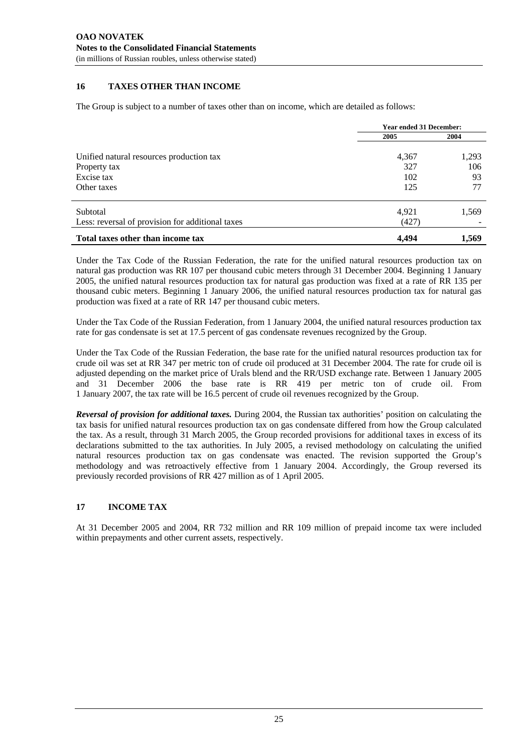## 16 TAXES OTHER THAN INCOME

The Group is subject to a number of taxes other than on income, which are detailed as follows:

| | Year ended 31 December: | |
|---|---|---|
| | 2005 | 2004 |
| Unified natural resources production tax | 4,367 | 1,293 |
| Property tax | 327 | 106 |
| Excise tax | 102 | 93 |
| Other taxes | 125 | 77 |
| Subtotal | 4,921 | 1,569 |
| Less: reversal of provision for additional taxes | (427) | - |
| **Total taxes other than income tax** | **4,494** | **1,569** |

Under the Tax Code of the Russian Federation, the rate for the unified natural resources production tax on natural gas production was RR 107 per thousand cubic meters through 31 December 2004. Beginning 1 January 2005, the unified natural resources production tax for natural gas production was fixed at a rate of RR 135 per thousand cubic meters. Beginning 1 January 2006, the unified natural resources production tax for natural gas production was fixed at a rate of RR 147 per thousand cubic meters.

Under the Tax Code of the Russian Federation, from 1 January 2004, the unified natural resources production tax rate for gas condensate is set at 17.5 percent of gas condensate revenues recognized by the Group.

Under the Tax Code of the Russian Federation, the base rate for the unified natural resources production tax for crude oil was set at RR 347 per metric ton of crude oil produced at 31 December 2004. The rate for crude oil is adjusted depending on the market price of Urals blend and the RR/USD exchange rate. Between 1 January 2005 and 31 December 2006 the base rate is RR 419 per metric ton of crude oil. From 1 January 2007, the tax rate will be 16.5 percent of crude oil revenues recognized by the Group.

***Reversal of provision for additional taxes.*** During 2004, the Russian tax authorities' position on calculating the tax basis for unified natural resources production tax on gas condensate differed from how the Group calculated the tax. As a result, through 31 March 2005, the Group recorded provisions for additional taxes in excess of its declarations submitted to the tax authorities. In July 2005, a revised methodology on calculating the unified natural resources production tax on gas condensate was enacted. The revision supported the Group's methodology and was retroactively effective from 1 January 2004. Accordingly, the Group reversed its previously recorded provisions of RR 427 million as of 1 April 2005.

## 17 INCOME TAX

At 31 December 2005 and 2004, RR 732 million and RR 109 million of prepaid income tax were included within prepayments and other current assets, respectively.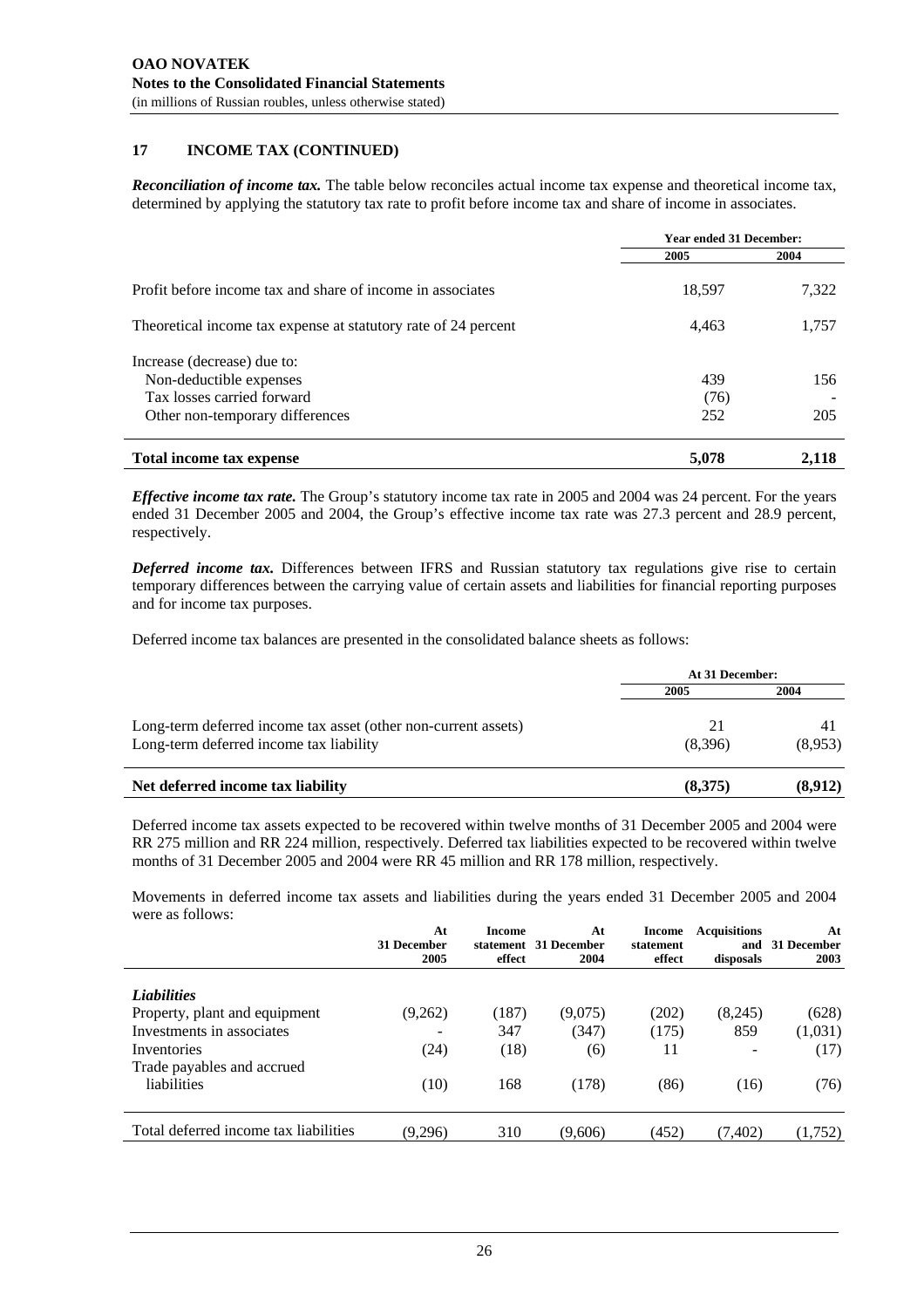**OAO NOVATEK**
**Notes to the Consolidated Financial Statements**
(in millions of Russian roubles, unless otherwise stated)

## 17 INCOME TAX (CONTINUED)

***Reconciliation of income tax.*** The table below reconciles actual income tax expense and theoretical income tax, determined by applying the statutory tax rate to profit before income tax and share of income in associates.

| | Year ended 31 December: | |
|---|---|---|
| | 2005 | 2004 |
| Profit before income tax and share of income in associates | 18,597 | 7,322 |
| Theoretical income tax expense at statutory rate of 24 percent | 4,463 | 1,757 |
| Increase (decrease) due to: | | |
| Non-deductible expenses | 439 | 156 |
| Tax losses carried forward | (76) | - |
| Other non-temporary differences | 252 | 205 |
| **Total income tax expense** | **5,078** | **2,118** |

***Effective income tax rate.*** The Group's statutory income tax rate in 2005 and 2004 was 24 percent. For the years ended 31 December 2005 and 2004, the Group's effective income tax rate was 27.3 percent and 28.9 percent, respectively.

***Deferred income tax.*** Differences between IFRS and Russian statutory tax regulations give rise to certain temporary differences between the carrying value of certain assets and liabilities for financial reporting purposes and for income tax purposes.

Deferred income tax balances are presented in the consolidated balance sheets as follows:

| | At 31 December: | |
|---|---|---|
| | 2005 | 2004 |
| Long-term deferred income tax asset (other non-current assets) | 21 | 41 |
| Long-term deferred income tax liability | (8,396) | (8,953) |
| **Net deferred income tax liability** | **(8,375)** | **(8,912)** |

Deferred income tax assets expected to be recovered within twelve months of 31 December 2005 and 2004 were RR 275 million and RR 224 million, respectively. Deferred tax liabilities expected to be recovered within twelve months of 31 December 2005 and 2004 were RR 45 million and RR 178 million, respectively.

Movements in deferred income tax assets and liabilities during the years ended 31 December 2005 and 2004 were as follows:

| | At 31 December 2005 | Income statement effect | At 31 December 2004 | Income statement effect | Acquisitions and disposals | At 31 December 2003 |
|---|---|---|---|---|---|---|
| ***Liabilities*** | | | | | | |
| Property, plant and equipment | (9,262) | (187) | (9,075) | (202) | (8,245) | (628) |
| Investments in associates | - | 347 | (347) | (175) | 859 | (1,031) |
| Inventories | (24) | (18) | (6) | 11 | - | (17) |
| Trade payables and accrued liabilities | (10) | 168 | (178) | (86) | (16) | (76) |
| Total deferred income tax liabilities | (9,296) | 310 | (9,606) | (452) | (7,402) | (1,752) |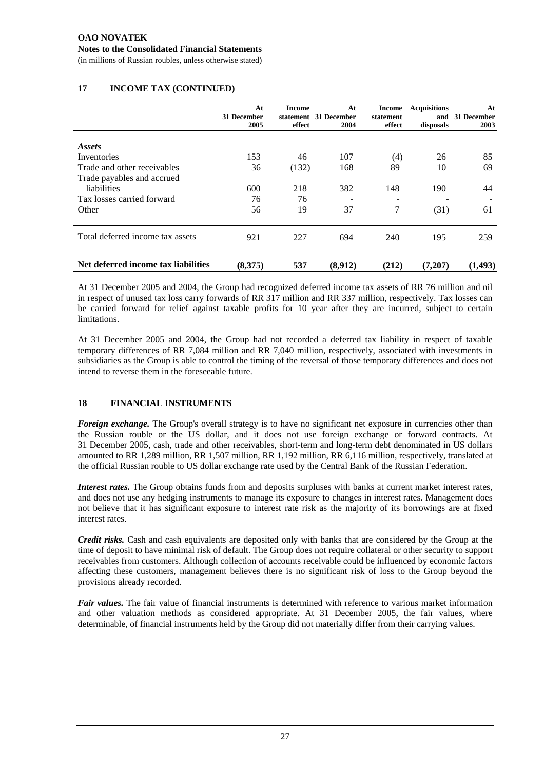## 17 INCOME TAX (CONTINUED)

| | At 31 December 2005 | Income statement effect | At 31 December 2004 | Income statement effect | Acquisitions and disposals | At 31 December 2003 |
|---|---|---|---|---|---|---|
| ***Assets*** | | | | | | |
| Inventories | 153 | 46 | 107 | (4) | 26 | 85 |
| Trade and other receivables | 36 | (132) | 168 | 89 | 10 | 69 |
| Trade payables and accrued liabilities | 600 | 218 | 382 | 148 | 190 | 44 |
| Tax losses carried forward | 76 | 76 | - | - | - | - |
| Other | 56 | 19 | 37 | 7 | (31) | 61 |
| Total deferred income tax assets | 921 | 227 | 694 | 240 | 195 | 259 |
| **Net deferred income tax liabilities** | **(8,375)** | **537** | **(8,912)** | **(212)** | **(7,207)** | **(1,493)** |

At 31 December 2005 and 2004, the Group had recognized deferred income tax assets of RR 76 million and nil in respect of unused tax loss carry forwards of RR 317 million and RR 337 million, respectively. Tax losses can be carried forward for relief against taxable profits for 10 year after they are incurred, subject to certain limitations.

At 31 December 2005 and 2004, the Group had not recorded a deferred tax liability in respect of taxable temporary differences of RR 7,084 million and RR 7,040 million, respectively, associated with investments in subsidiaries as the Group is able to control the timing of the reversal of those temporary differences and does not intend to reverse them in the foreseeable future.

## 18 FINANCIAL INSTRUMENTS

***Foreign exchange.*** The Group's overall strategy is to have no significant net exposure in currencies other than the Russian rouble or the US dollar, and it does not use foreign exchange or forward contracts. At 31 December 2005, cash, trade and other receivables, short-term and long-term debt denominated in US dollars amounted to RR 1,289 million, RR 1,507 million, RR 1,192 million, RR 6,116 million, respectively, translated at the official Russian rouble to US dollar exchange rate used by the Central Bank of the Russian Federation.

***Interest rates.*** The Group obtains funds from and deposits surpluses with banks at current market interest rates, and does not use any hedging instruments to manage its exposure to changes in interest rates. Management does not believe that it has significant exposure to interest rate risk as the majority of its borrowings are at fixed interest rates.

***Credit risks.*** Cash and cash equivalents are deposited only with banks that are considered by the Group at the time of deposit to have minimal risk of default. The Group does not require collateral or other security to support receivables from customers. Although collection of accounts receivable could be influenced by economic factors affecting these customers, management believes there is no significant risk of loss to the Group beyond the provisions already recorded.

***Fair values.*** The fair value of financial instruments is determined with reference to various market information and other valuation methods as considered appropriate. At 31 December 2005, the fair values, where determinable, of financial instruments held by the Group did not materially differ from their carrying values.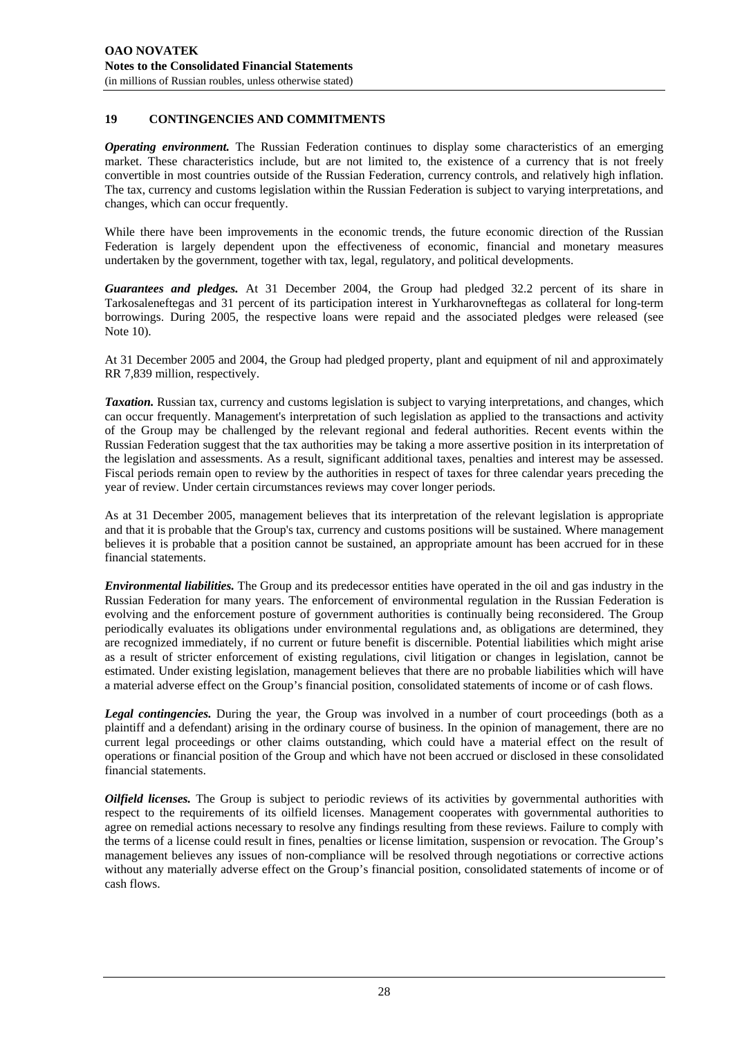## 19 CONTINGENCIES AND COMMITMENTS

***Operating environment.*** The Russian Federation continues to display some characteristics of an emerging market. These characteristics include, but are not limited to, the existence of a currency that is not freely convertible in most countries outside of the Russian Federation, currency controls, and relatively high inflation. The tax, currency and customs legislation within the Russian Federation is subject to varying interpretations, and changes, which can occur frequently.

While there have been improvements in the economic trends, the future economic direction of the Russian Federation is largely dependent upon the effectiveness of economic, financial and monetary measures undertaken by the government, together with tax, legal, regulatory, and political developments.

***Guarantees and pledges.*** At 31 December 2004, the Group had pledged 32.2 percent of its share in Tarkosaleneftegas and 31 percent of its participation interest in Yurkharovneftegas as collateral for long-term borrowings. During 2005, the respective loans were repaid and the associated pledges were released (see Note 10).

At 31 December 2005 and 2004, the Group had pledged property, plant and equipment of nil and approximately RR 7,839 million, respectively.

***Taxation.*** Russian tax, currency and customs legislation is subject to varying interpretations, and changes, which can occur frequently. Management's interpretation of such legislation as applied to the transactions and activity of the Group may be challenged by the relevant regional and federal authorities. Recent events within the Russian Federation suggest that the tax authorities may be taking a more assertive position in its interpretation of the legislation and assessments. As a result, significant additional taxes, penalties and interest may be assessed. Fiscal periods remain open to review by the authorities in respect of taxes for three calendar years preceding the year of review. Under certain circumstances reviews may cover longer periods.

As at 31 December 2005, management believes that its interpretation of the relevant legislation is appropriate and that it is probable that the Group's tax, currency and customs positions will be sustained. Where management believes it is probable that a position cannot be sustained, an appropriate amount has been accrued for in these financial statements.

***Environmental liabilities.*** The Group and its predecessor entities have operated in the oil and gas industry in the Russian Federation for many years. The enforcement of environmental regulation in the Russian Federation is evolving and the enforcement posture of government authorities is continually being reconsidered. The Group periodically evaluates its obligations under environmental regulations and, as obligations are determined, they are recognized immediately, if no current or future benefit is discernible. Potential liabilities which might arise as a result of stricter enforcement of existing regulations, civil litigation or changes in legislation, cannot be estimated. Under existing legislation, management believes that there are no probable liabilities which will have a material adverse effect on the Group's financial position, consolidated statements of income or of cash flows.

***Legal contingencies.*** During the year, the Group was involved in a number of court proceedings (both as a plaintiff and a defendant) arising in the ordinary course of business. In the opinion of management, there are no current legal proceedings or other claims outstanding, which could have a material effect on the result of operations or financial position of the Group and which have not been accrued or disclosed in these consolidated financial statements.

***Oilfield licenses.*** The Group is subject to periodic reviews of its activities by governmental authorities with respect to the requirements of its oilfield licenses. Management cooperates with governmental authorities to agree on remedial actions necessary to resolve any findings resulting from these reviews. Failure to comply with the terms of a license could result in fines, penalties or license limitation, suspension or revocation. The Group's management believes any issues of non-compliance will be resolved through negotiations or corrective actions without any materially adverse effect on the Group's financial position, consolidated statements of income or of cash flows.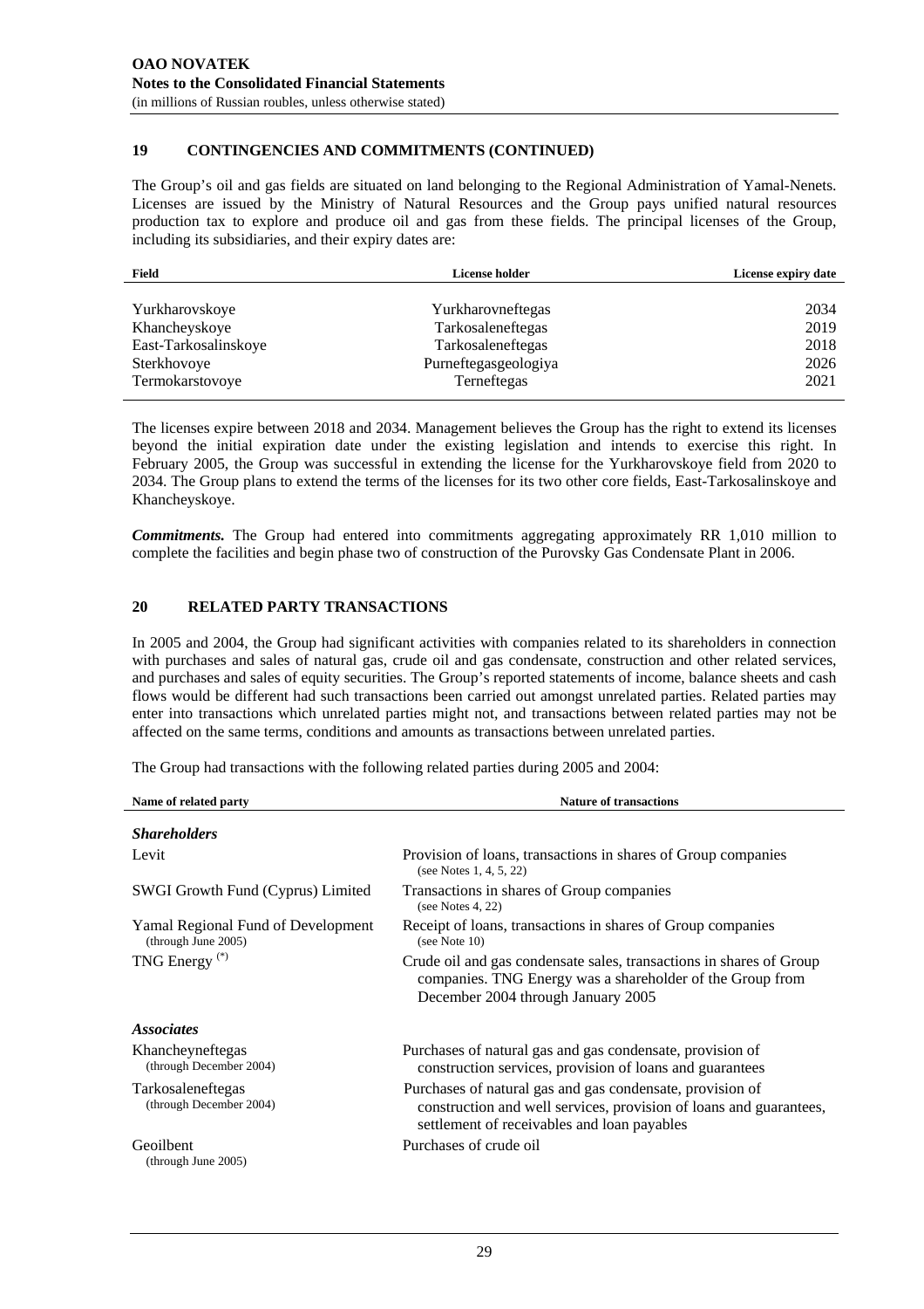## 19 CONTINGENCIES AND COMMITMENTS (CONTINUED)

The Group's oil and gas fields are situated on land belonging to the Regional Administration of Yamal-Nenets. Licenses are issued by the Ministry of Natural Resources and the Group pays unified natural resources production tax to explore and produce oil and gas from these fields. The principal licenses of the Group, including its subsidiaries, and their expiry dates are:

| Field | License holder | License expiry date |
|---|---|---|
| Yurkharovskoye | Yurkharovneftegas | 2034 |
| Khancheyskoye | Tarkosaleneftegas | 2019 |
| East-Tarkosalinskoye | Tarkosaleneftegas | 2018 |
| Sterkhovoye | Purneftegasgeologiya | 2026 |
| Termokarstovoye | Terneftegas | 2021 |

The licenses expire between 2018 and 2034. Management believes the Group has the right to extend its licenses beyond the initial expiration date under the existing legislation and intends to exercise this right. In February 2005, the Group was successful in extending the license for the Yurkharovskoye field from 2020 to 2034. The Group plans to extend the terms of the licenses for its two other core fields, East-Tarkosalinskoye and Khancheyskoye.

***Commitments.*** The Group had entered into commitments aggregating approximately RR 1,010 million to complete the facilities and begin phase two of construction of the Purovsky Gas Condensate Plant in 2006.

## 20 RELATED PARTY TRANSACTIONS

In 2005 and 2004, the Group had significant activities with companies related to its shareholders in connection with purchases and sales of natural gas, crude oil and gas condensate, construction and other related services, and purchases and sales of equity securities. The Group's reported statements of income, balance sheets and cash flows would be different had such transactions been carried out amongst unrelated parties. Related parties may enter into transactions which unrelated parties might not, and transactions between related parties may not be affected on the same terms, conditions and amounts as transactions between unrelated parties.

The Group had transactions with the following related parties during 2005 and 2004:

| Name of related party | Nature of transactions |
|---|---|
| ***Shareholders*** | |
| Levit | Provision of loans, transactions in shares of Group companies (see Notes 1, 4, 5, 22) |
| SWGI Growth Fund (Cyprus) Limited | Transactions in shares of Group companies (see Notes 4, 22) |
| Yamal Regional Fund of Development (through June 2005) | Receipt of loans, transactions in shares of Group companies (see Note 10) |
| TNG Energy (*) | Crude oil and gas condensate sales, transactions in shares of Group companies. TNG Energy was a shareholder of the Group from December 2004 through January 2005 |
| ***Associates*** | |
| Khancheyneftegas (through December 2004) | Purchases of natural gas and gas condensate, provision of construction services, provision of loans and guarantees |
| Tarkosaleneftegas (through December 2004) | Purchases of natural gas and gas condensate, provision of construction and well services, provision of loans and guarantees, settlement of receivables and loan payables |
| Geoilbent (through June 2005) | Purchases of crude oil |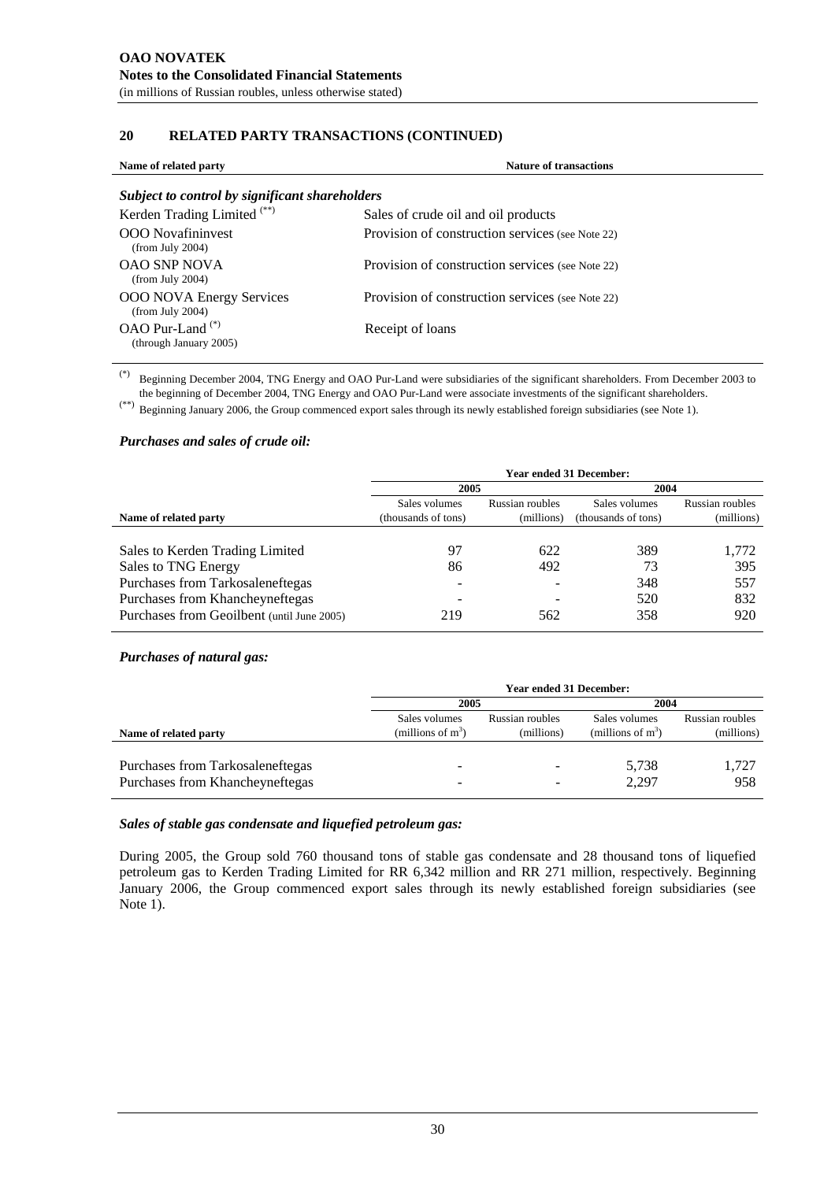## 20 RELATED PARTY TRANSACTIONS (CONTINUED)

| Name of related party | Nature of transactions |
|---|---|
| ***Subject to control by significant shareholders*** | |
| Kerden Trading Limited (**) | Sales of crude oil and oil products |
| OOO Novafininvest (from July 2004) | Provision of construction services (see Note 22) |
| OAO SNP NOVA (from July 2004) | Provision of construction services (see Note 22) |
| OOO NOVA Energy Services (from July 2004) | Provision of construction services (see Note 22) |
| OAO Pur-Land (*) (through January 2005) | Receipt of loans |

(*) Beginning December 2004, TNG Energy and OAO Pur-Land were subsidiaries of the significant shareholders. From December 2003 to the beginning of December 2004, TNG Energy and OAO Pur-Land were associate investments of the significant shareholders.

(**) Beginning January 2006, the Group commenced export sales through its newly established foreign subsidiaries (see Note 1).

### *Purchases and sales of crude oil:*

| | Year ended 31 December: | | | |
|---|---|---|---|---|
| | 2005 | | 2004 | |
| Name of related party | Sales volumes (thousands of tons) | Russian roubles (millions) | Sales volumes (thousands of tons) | Russian roubles (millions) |
| Sales to Kerden Trading Limited | 97 | 622 | 389 | 1,772 |
| Sales to TNG Energy | 86 | 492 | 73 | 395 |
| Purchases from Tarkosaleneftegas | - | - | 348 | 557 |
| Purchases from Khancheyneftegas | - | - | 520 | 832 |
| Purchases from Geoilbent (until June 2005) | 219 | 562 | 358 | 920 |

### *Purchases of natural gas:*

| | Year ended 31 December: | | | |
|---|---|---|---|---|
| | 2005 | | 2004 | |
| Name of related party | Sales volumes (millions of $m^3$) | Russian roubles (millions) | Sales volumes (millions of $m^3$) | Russian roubles (millions) |
| Purchases from Tarkosaleneftegas | - | - | 5,738 | 1,727 |
| Purchases from Khancheyneftegas | - | - | 2,297 | 958 |

### *Sales of stable gas condensate and liquefied petroleum gas:*

During 2005, the Group sold 760 thousand tons of stable gas condensate and 28 thousand tons of liquefied petroleum gas to Kerden Trading Limited for RR 6,342 million and RR 271 million, respectively. Beginning January 2006, the Group commenced export sales through its newly established foreign subsidiaries (see Note 1).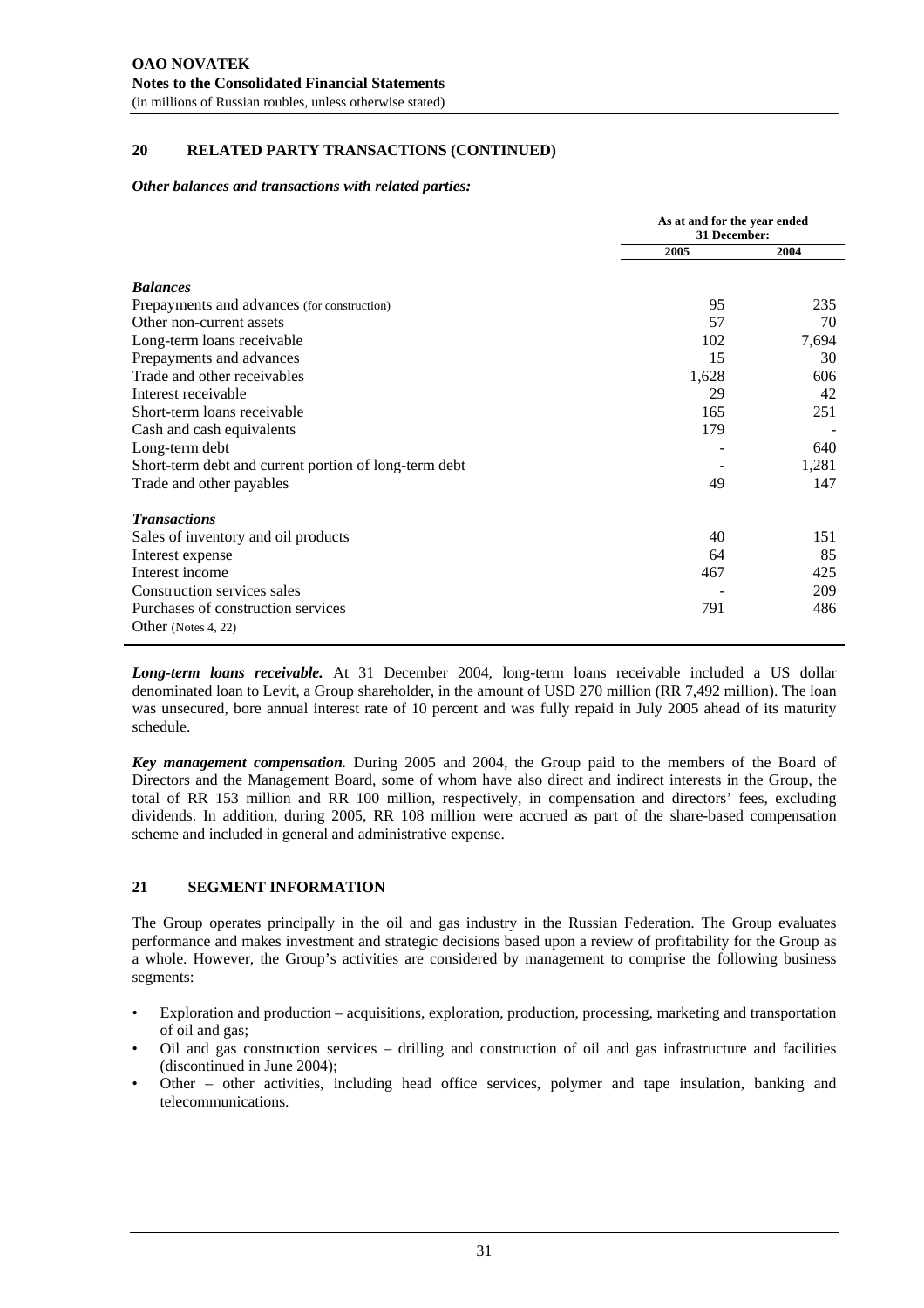## 20 RELATED PARTY TRANSACTIONS (CONTINUED)

***Other balances and transactions with related parties:***

| | As at and for the year ended 31 December: | |
|---|---|---|
| | 2005 | 2004 |
| ***Balances*** | | |
| Prepayments and advances (for construction) | 95 | 235 |
| Other non-current assets | 57 | 70 |
| Long-term loans receivable | 102 | 7,694 |
| Prepayments and advances | 15 | 30 |
| Trade and other receivables | 1,628 | 606 |
| Interest receivable | 29 | 42 |
| Short-term loans receivable | 165 | 251 |
| Cash and cash equivalents | 179 | - |
| Long-term debt | - | 640 |
| Short-term debt and current portion of long-term debt | - | 1,281 |
| Trade and other payables | 49 | 147 |
| ***Transactions*** | | |
| Sales of inventory and oil products | 40 | 151 |
| Interest expense | 64 | 85 |
| Interest income | 467 | 425 |
| Construction services sales | - | 209 |
| Purchases of construction services | 791 | 486 |
| Other (Notes 4, 22) | | |

***Long-term loans receivable.*** At 31 December 2004, long-term loans receivable included a US dollar denominated loan to Levit, a Group shareholder, in the amount of USD 270 million (RR 7,492 million). The loan was unsecured, bore annual interest rate of 10 percent and was fully repaid in July 2005 ahead of its maturity schedule.

***Key management compensation.*** During 2005 and 2004, the Group paid to the members of the Board of Directors and the Management Board, some of whom have also direct and indirect interests in the Group, the total of RR 153 million and RR 100 million, respectively, in compensation and directors' fees, excluding dividends. In addition, during 2005, RR 108 million were accrued as part of the share-based compensation scheme and included in general and administrative expense.

## 21 SEGMENT INFORMATION

The Group operates principally in the oil and gas industry in the Russian Federation. The Group evaluates performance and makes investment and strategic decisions based upon a review of profitability for the Group as a whole. However, the Group's activities are considered by management to comprise the following business segments:

- Exploration and production – acquisitions, exploration, production, processing, marketing and transportation of oil and gas;
- Oil and gas construction services – drilling and construction of oil and gas infrastructure and facilities (discontinued in June 2004);
- Other – other activities, including head office services, polymer and tape insulation, banking and telecommunications.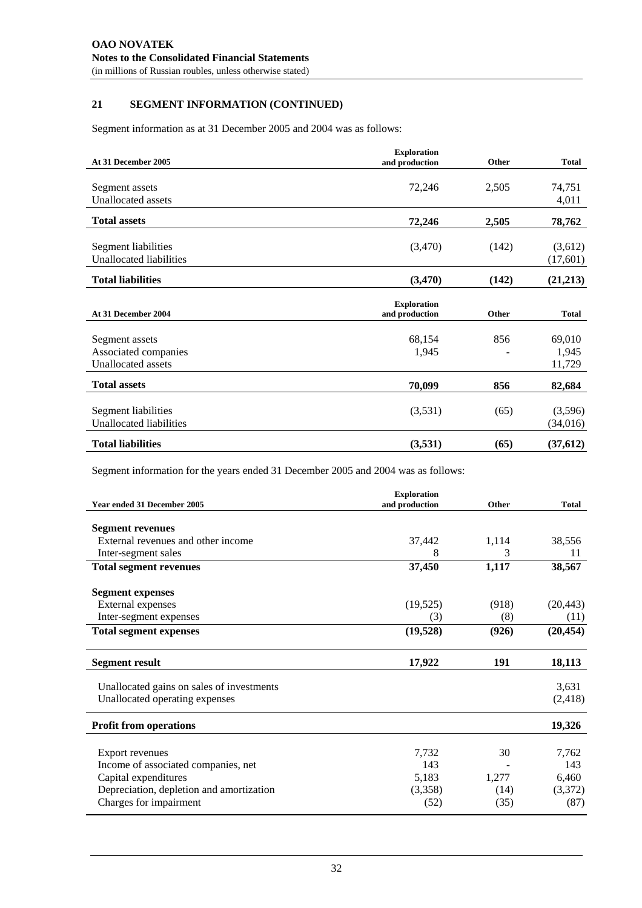## 21 SEGMENT INFORMATION (CONTINUED)

Segment information as at 31 December 2005 and 2004 was as follows:

| At 31 December 2005 | Exploration and production | Other | Total |
|---|---|---|---|
| Segment assets | 72,246 | 2,505 | 74,751 |
| Unallocated assets | | | 4,011 |
| **Total assets** | **72,246** | **2,505** | **78,762** |
| Segment liabilities | (3,470) | (142) | (3,612) |
| Unallocated liabilities | | | (17,601) |
| **Total liabilities** | **(3,470)** | **(142)** | **(21,213)** |

| At 31 December 2004 | Exploration and production | Other | Total |
|---|---|---|---|
| Segment assets | 68,154 | 856 | 69,010 |
| Associated companies | 1,945 | - | 1,945 |
| Unallocated assets | | | 11,729 |
| **Total assets** | **70,099** | **856** | **82,684** |
| Segment liabilities | (3,531) | (65) | (3,596) |
| Unallocated liabilities | | | (34,016) |
| **Total liabilities** | **(3,531)** | **(65)** | **(37,612)** |

Segment information for the years ended 31 December 2005 and 2004 was as follows:

| Year ended 31 December 2005 | Exploration and production | Other | Total |
|---|---|---|---|
| **Segment revenues** | | | |
| External revenues and other income | 37,442 | 1,114 | 38,556 |
| Inter-segment sales | 8 | 3 | 11 |
| **Total segment revenues** | **37,450** | **1,117** | **38,567** |
| **Segment expenses** | | | |
| External expenses | (19,525) | (918) | (20,443) |
| Inter-segment expenses | (3) | (8) | (11) |
| **Total segment expenses** | **(19,528)** | **(926)** | **(20,454)** |
| **Segment result** | **17,922** | **191** | **18,113** |
| Unallocated gains on sales of investments | | | 3,631 |
| Unallocated operating expenses | | | (2,418) |
| **Profit from operations** | | | **19,326** |
| Export revenues | 7,732 | 30 | 7,762 |
| Income of associated companies, net | 143 | - | 143 |
| Capital expenditures | 5,183 | 1,277 | 6,460 |
| Depreciation, depletion and amortization | (3,358) | (14) | (3,372) |
| Charges for impairment | (52) | (35) | (87) |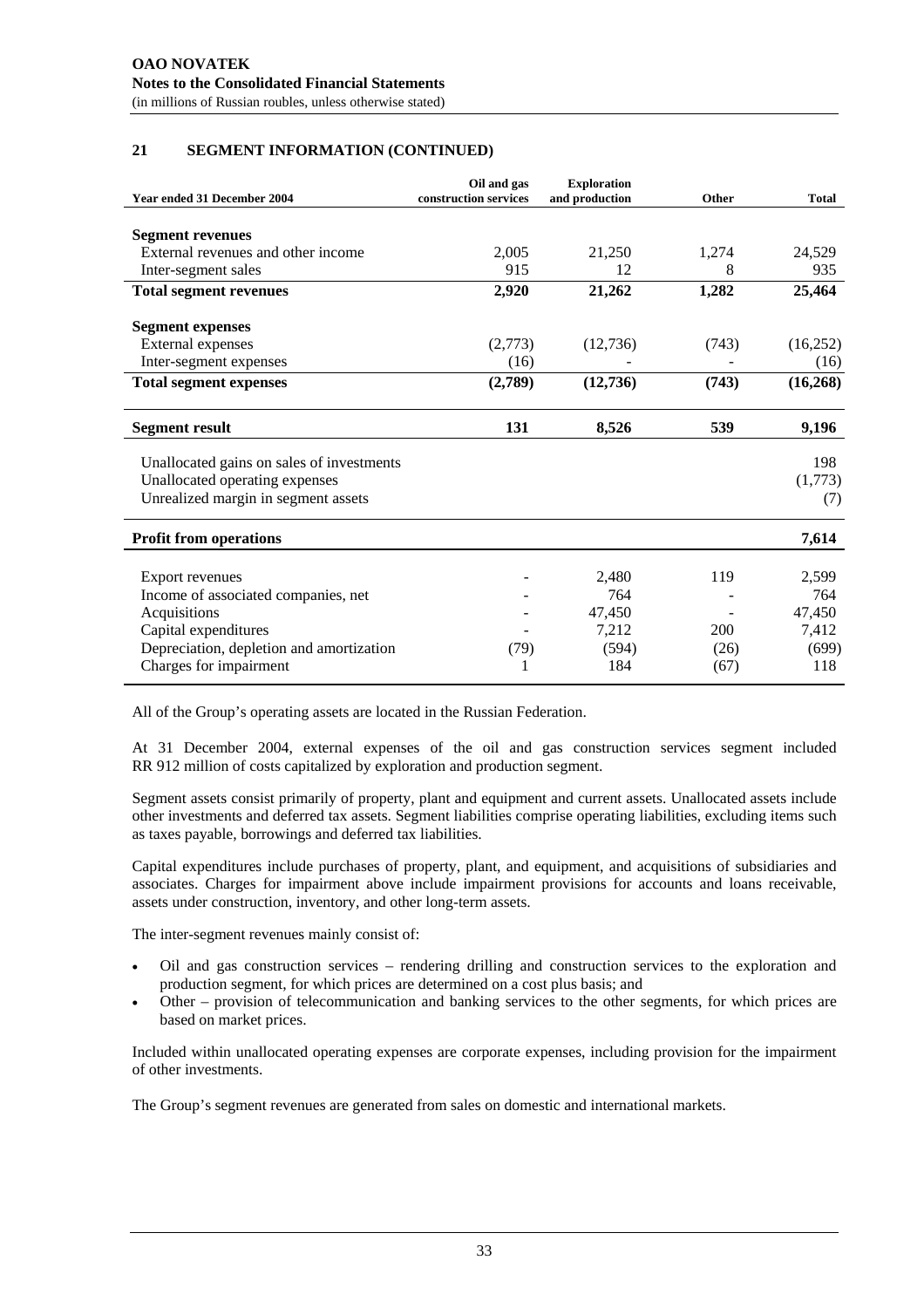## 21 SEGMENT INFORMATION (CONTINUED)

| Year ended 31 December 2004 | Oil and gas construction services | Exploration and production | Other | Total |
|---|---|---|---|---|
| **Segment revenues** | | | | |
| External revenues and other income | 2,005 | 21,250 | 1,274 | 24,529 |
| Inter-segment sales | 915 | 12 | 8 | 935 |
| **Total segment revenues** | **2,920** | **21,262** | **1,282** | **25,464** |
| **Segment expenses** | | | | |
| External expenses | (2,773) | (12,736) | (743) | (16,252) |
| Inter-segment expenses | (16) | - | - | (16) |
| **Total segment expenses** | **(2,789)** | **(12,736)** | **(743)** | **(16,268)** |
| **Segment result** | **131** | **8,526** | **539** | **9,196** |
| Unallocated gains on sales of investments | | | | 198 |
| Unallocated operating expenses | | | | (1,773) |
| Unrealized margin in segment assets | | | | (7) |
| **Profit from operations** | | | | **7,614** |
| Export revenues | - | 2,480 | 119 | 2,599 |
| Income of associated companies, net | - | 764 | - | 764 |
| Acquisitions | - | 47,450 | - | 47,450 |
| Capital expenditures | - | 7,212 | 200 | 7,412 |
| Depreciation, depletion and amortization | (79) | (594) | (26) | (699) |
| Charges for impairment | 1 | 184 | (67) | 118 |

All of the Group's operating assets are located in the Russian Federation.

At 31 December 2004, external expenses of the oil and gas construction services segment included RR 912 million of costs capitalized by exploration and production segment.

Segment assets consist primarily of property, plant and equipment and current assets. Unallocated assets include other investments and deferred tax assets. Segment liabilities comprise operating liabilities, excluding items such as taxes payable, borrowings and deferred tax liabilities.

Capital expenditures include purchases of property, plant, and equipment, and acquisitions of subsidiaries and associates. Charges for impairment above include impairment provisions for accounts and loans receivable, assets under construction, inventory, and other long-term assets.

The inter-segment revenues mainly consist of:

- Oil and gas construction services – rendering drilling and construction services to the exploration and production segment, for which prices are determined on a cost plus basis; and
- Other – provision of telecommunication and banking services to the other segments, for which prices are based on market prices.

Included within unallocated operating expenses are corporate expenses, including provision for the impairment of other investments.

The Group's segment revenues are generated from sales on domestic and international markets.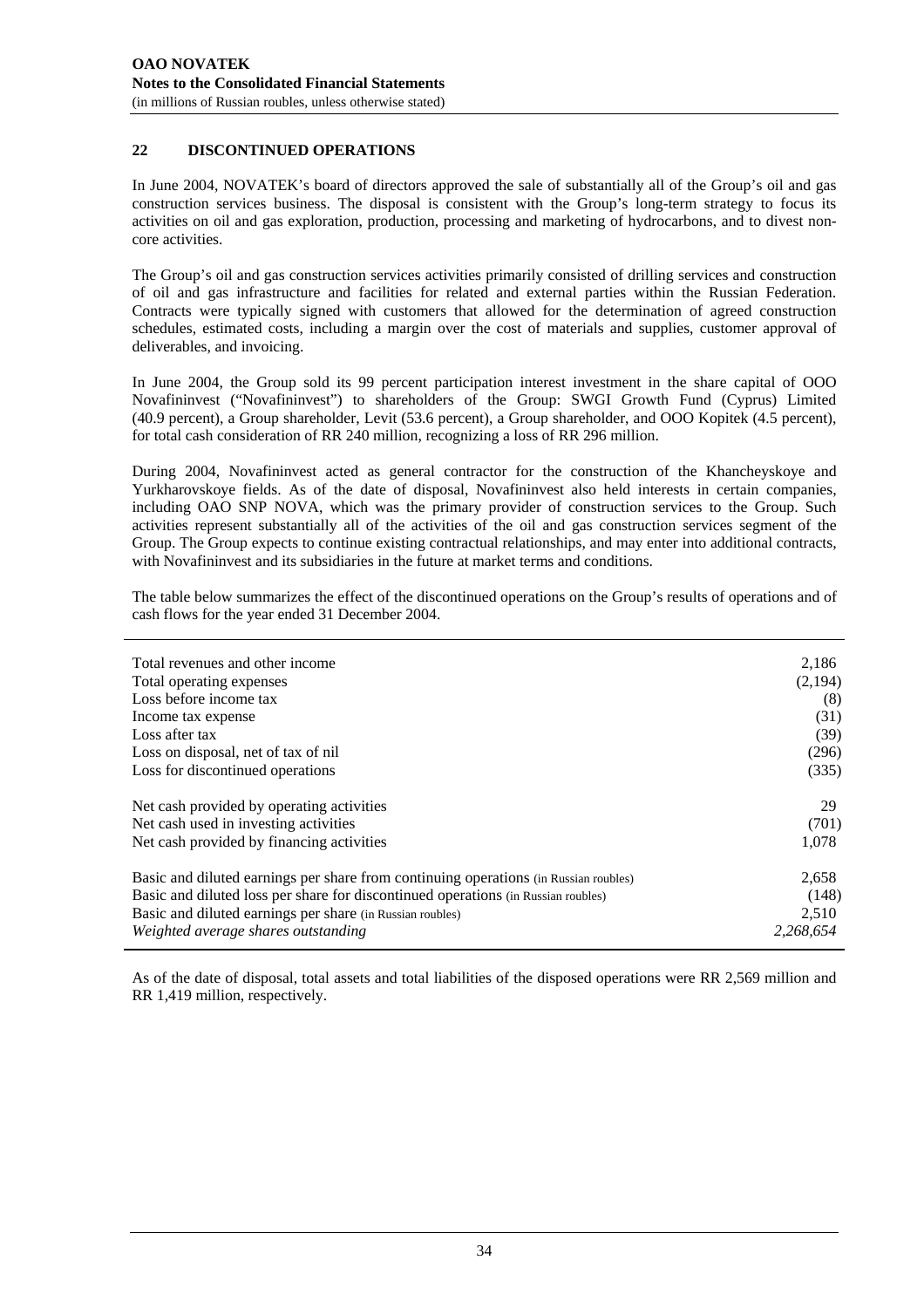## 22 DISCONTINUED OPERATIONS

In June 2004, NOVATEK's board of directors approved the sale of substantially all of the Group's oil and gas construction services business. The disposal is consistent with the Group's long-term strategy to focus its activities on oil and gas exploration, production, processing and marketing of hydrocarbons, and to divest non-core activities.

The Group's oil and gas construction services activities primarily consisted of drilling services and construction of oil and gas infrastructure and facilities for related and external parties within the Russian Federation. Contracts were typically signed with customers that allowed for the determination of agreed construction schedules, estimated costs, including a margin over the cost of materials and supplies, customer approval of deliverables, and invoicing.

In June 2004, the Group sold its 99 percent participation interest investment in the share capital of OOO Novafininvest ("Novafininvest") to shareholders of the Group: SWGI Growth Fund (Cyprus) Limited (40.9 percent), a Group shareholder, Levit (53.6 percent), a Group shareholder, and OOO Kopitek (4.5 percent), for total cash consideration of RR 240 million, recognizing a loss of RR 296 million.

During 2004, Novafininvest acted as general contractor for the construction of the Khancheyskoye and Yurkharovskoye fields. As of the date of disposal, Novafininvest also held interests in certain companies, including OAO SNP NOVA, which was the primary provider of construction services to the Group. Such activities represent substantially all of the activities of the oil and gas construction services segment of the Group. The Group expects to continue existing contractual relationships, and may enter into additional contracts, with Novafininvest and its subsidiaries in the future at market terms and conditions.

The table below summarizes the effect of the discontinued operations on the Group's results of operations and of cash flows for the year ended 31 December 2004.

| | |
|---|---|
| Total revenues and other income | 2,186 |
| Total operating expenses | (2,194) |
| Loss before income tax | (8) |
| Income tax expense | (31) |
| Loss after tax | (39) |
| Loss on disposal, net of tax of nil | (296) |
| Loss for discontinued operations | (335) |
| | |
| Net cash provided by operating activities | 29 |
| Net cash used in investing activities | (701) |
| Net cash provided by financing activities | 1,078 |
| | |
| Basic and diluted earnings per share from continuing operations (in Russian roubles) | 2,658 |
| Basic and diluted loss per share for discontinued operations (in Russian roubles) | (148) |
| Basic and diluted earnings per share (in Russian roubles) | 2,510 |
| *Weighted average shares outstanding* | *2,268,654* |

As of the date of disposal, total assets and total liabilities of the disposed operations were RR 2,569 million and RR 1,419 million, respectively.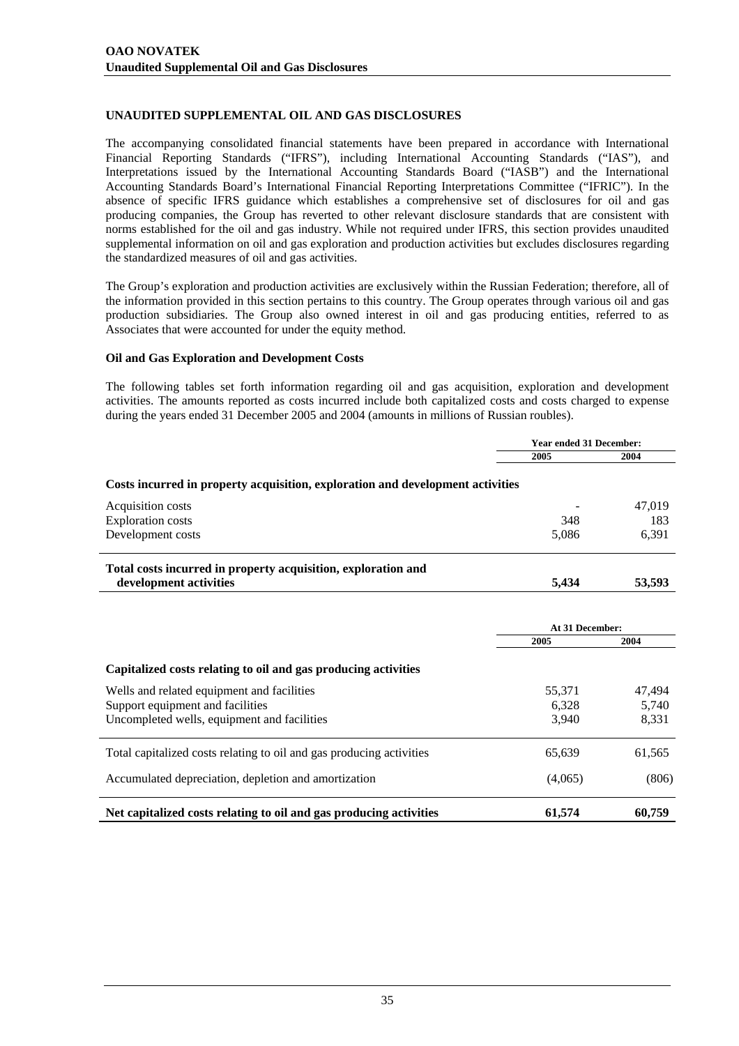## UNAUDITED SUPPLEMENTAL OIL AND GAS DISCLOSURES

The accompanying consolidated financial statements have been prepared in accordance with International Financial Reporting Standards ("IFRS"), including International Accounting Standards ("IAS"), and Interpretations issued by the International Accounting Standards Board ("IASB") and the International Accounting Standards Board's International Financial Reporting Interpretations Committee ("IFRIC"). In the absence of specific IFRS guidance which establishes a comprehensive set of disclosures for oil and gas producing companies, the Group has reverted to other relevant disclosure standards that are consistent with norms established for the oil and gas industry. While not required under IFRS, this section provides unaudited supplemental information on oil and gas exploration and production activities but excludes disclosures regarding the standardized measures of oil and gas activities.

The Group's exploration and production activities are exclusively within the Russian Federation; therefore, all of the information provided in this section pertains to this country. The Group operates through various oil and gas production subsidiaries. The Group also owned interest in oil and gas producing entities, referred to as Associates that were accounted for under the equity method.

### Oil and Gas Exploration and Development Costs

The following tables set forth information regarding oil and gas acquisition, exploration and development activities. The amounts reported as costs incurred include both capitalized costs and costs charged to expense during the years ended 31 December 2005 and 2004 (amounts in millions of Russian roubles).

| | Year ended 31 December: | |
|---|---|---|
| | 2005 | 2004 |
| **Costs incurred in property acquisition, exploration and development activities** | | |
| Acquisition costs | - | 47,019 |
| Exploration costs | 348 | 183 |
| Development costs | 5,086 | 6,391 |
| **Total costs incurred in property acquisition, exploration and development activities** | **5,434** | **53,593** |

| | At 31 December: | |
|---|---|---|
| | 2005 | 2004 |
| **Capitalized costs relating to oil and gas producing activities** | | |
| Wells and related equipment and facilities | 55,371 | 47,494 |
| Support equipment and facilities | 6,328 | 5,740 |
| Uncompleted wells, equipment and facilities | 3,940 | 8,331 |
| Total capitalized costs relating to oil and gas producing activities | 65,639 | 61,565 |
| Accumulated depreciation, depletion and amortization | (4,065) | (806) |
| **Net capitalized costs relating to oil and gas producing activities** | **61,574** | **60,759** |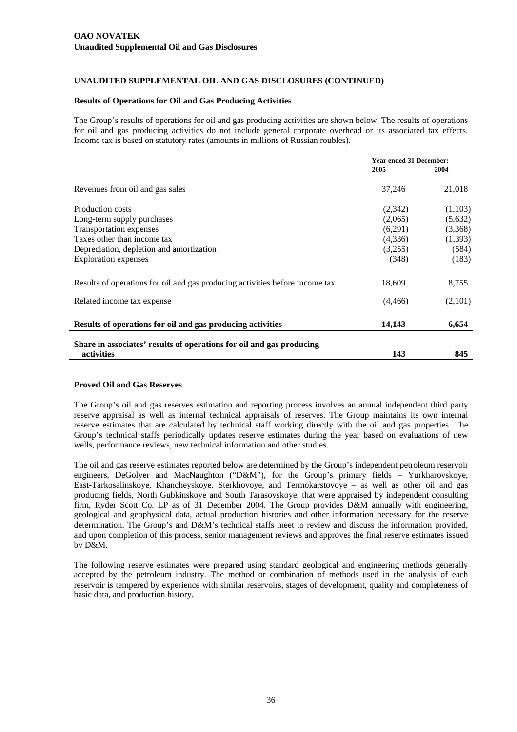**OAO NOVATEK**
**Unaudited Supplemental Oil and Gas Disclosures**

## UNAUDITED SUPPLEMENTAL OIL AND GAS DISCLOSURES (CONTINUED)

### Results of Operations for Oil and Gas Producing Activities

The Group's results of operations for oil and gas producing activities are shown below. The results of operations for oil and gas producing activities do not include general corporate overhead or its associated tax effects. Income tax is based on statutory rates (amounts in millions of Russian roubles).

| | Year ended 31 December: | |
|---|---|---|
| | 2005 | 2004 |
| Revenues from oil and gas sales | 37,246 | 21,018 |
| Production costs | (2,342) | (1,103) |
| Long-term supply purchases | (2,065) | (5,632) |
| Transportation expenses | (6,291) | (3,368) |
| Taxes other than income tax | (4,336) | (1,393) |
| Depreciation, depletion and amortization | (3,255) | (584) |
| Exploration expenses | (348) | (183) |
| Results of operations for oil and gas producing activities before income tax | 18,609 | 8,755 |
| Related income tax expense | (4,466) | (2,101) |
| **Results of operations for oil and gas producing activities** | **14,143** | **6,654** |
| **Share in associates' results of operations for oil and gas producing activities** | **143** | **845** |

### Proved Oil and Gas Reserves

The Group's oil and gas reserves estimation and reporting process involves an annual independent third party reserve appraisal as well as internal technical appraisals of reserves. The Group maintains its own internal reserve estimates that are calculated by technical staff working directly with the oil and gas properties. The Group's technical staffs periodically updates reserve estimates during the year based on evaluations of new wells, performance reviews, new technical information and other studies.

The oil and gas reserve estimates reported below are determined by the Group's independent petroleum reservoir engineers, DeGolyer and MacNaughton ("D&M"), for the Group's primary fields – Yurkharovskoye, East-Tarkosalinskoye, Khancheyskoye, Sterkhovoye, and Termokarstovoye – as well as other oil and gas producing fields, North Gubkinskoye and South Tarasovskoye, that were appraised by independent consulting firm, Ryder Scott Co. LP as of 31 December 2004. The Group provides D&M annually with engineering, geological and geophysical data, actual production histories and other information necessary for the reserve determination. The Group's and D&M's technical staffs meet to review and discuss the information provided, and upon completion of this process, senior management reviews and approves the final reserve estimates issued by D&M.

The following reserve estimates were prepared using standard geological and engineering methods generally accepted by the petroleum industry. The method or combination of methods used in the analysis of each reservoir is tempered by experience with similar reservoirs, stages of development, quality and completeness of basic data, and production history.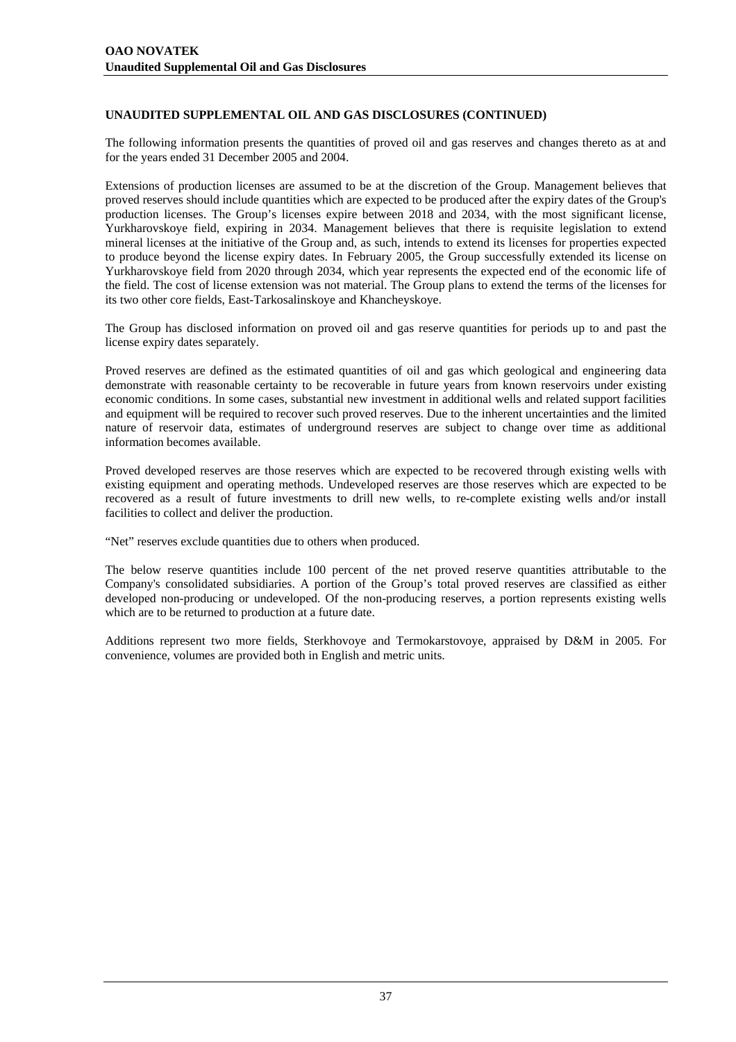## UNAUDITED SUPPLEMENTAL OIL AND GAS DISCLOSURES (CONTINUED)

The following information presents the quantities of proved oil and gas reserves and changes thereto as at and for the years ended 31 December 2005 and 2004.

Extensions of production licenses are assumed to be at the discretion of the Group. Management believes that proved reserves should include quantities which are expected to be produced after the expiry dates of the Group's production licenses. The Group's licenses expire between 2018 and 2034, with the most significant license, Yurkharovskoye field, expiring in 2034. Management believes that there is requisite legislation to extend mineral licenses at the initiative of the Group and, as such, intends to extend its licenses for properties expected to produce beyond the license expiry dates. In February 2005, the Group successfully extended its license on Yurkharovskoye field from 2020 through 2034, which year represents the expected end of the economic life of the field. The cost of license extension was not material. The Group plans to extend the terms of the licenses for its two other core fields, East-Tarkosalinskoye and Khancheyskoye.

The Group has disclosed information on proved oil and gas reserve quantities for periods up to and past the license expiry dates separately.

Proved reserves are defined as the estimated quantities of oil and gas which geological and engineering data demonstrate with reasonable certainty to be recoverable in future years from known reservoirs under existing economic conditions. In some cases, substantial new investment in additional wells and related support facilities and equipment will be required to recover such proved reserves. Due to the inherent uncertainties and the limited nature of reservoir data, estimates of underground reserves are subject to change over time as additional information becomes available.

Proved developed reserves are those reserves which are expected to be recovered through existing wells with existing equipment and operating methods. Undeveloped reserves are those reserves which are expected to be recovered as a result of future investments to drill new wells, to re-complete existing wells and/or install facilities to collect and deliver the production.

"Net" reserves exclude quantities due to others when produced.

The below reserve quantities include 100 percent of the net proved reserve quantities attributable to the Company's consolidated subsidiaries. A portion of the Group's total proved reserves are classified as either developed non-producing or undeveloped. Of the non-producing reserves, a portion represents existing wells which are to be returned to production at a future date.

Additions represent two more fields, Sterkhovoye and Termokarstovoye, appraised by D&M in 2005. For convenience, volumes are provided both in English and metric units.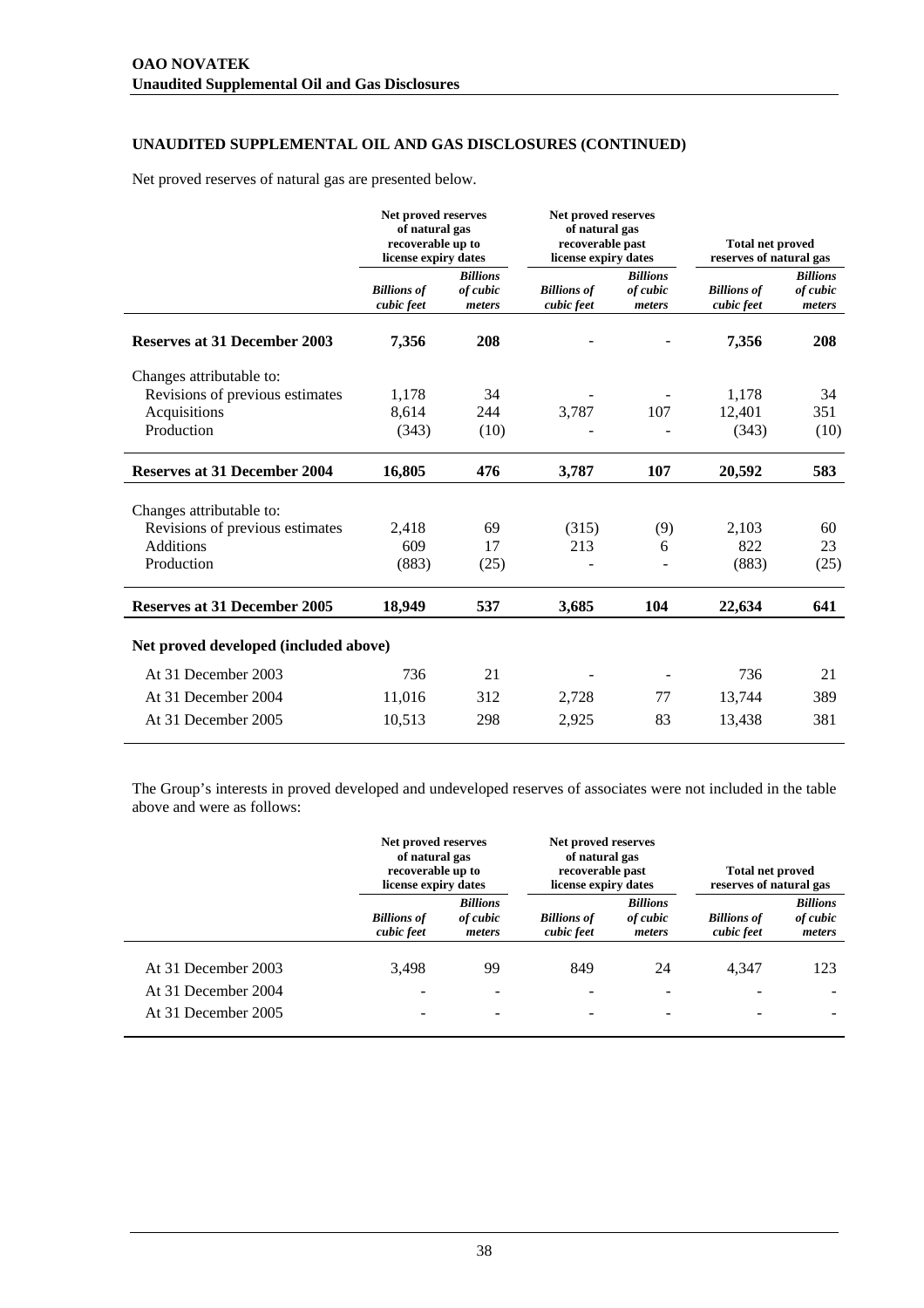## UNAUDITED SUPPLEMENTAL OIL AND GAS DISCLOSURES (CONTINUED)

Net proved reserves of natural gas are presented below.

| | Net proved reserves of natural gas recoverable up to license expiry dates | | Net proved reserves of natural gas recoverable past license expiry dates | | Total net proved reserves of natural gas | |
|---|---|---|---|---|---|---|
| | *Billions of cubic feet* | *Billions of cubic meters* | *Billions of cubic feet* | *Billions of cubic meters* | *Billions of cubic feet* | *Billions of cubic meters* |
| **Reserves at 31 December 2003** | **7,356** | **208** | **-** | **-** | **7,356** | **208** |
| Changes attributable to: | | | | | | |
| Revisions of previous estimates | 1,178 | 34 | - | - | 1,178 | 34 |
| Acquisitions | 8,614 | 244 | 3,787 | 107 | 12,401 | 351 |
| Production | (343) | (10) | - | - | (343) | (10) |
| **Reserves at 31 December 2004** | **16,805** | **476** | **3,787** | **107** | **20,592** | **583** |
| Changes attributable to: | | | | | | |
| Revisions of previous estimates | 2,418 | 69 | (315) | (9) | 2,103 | 60 |
| Additions | 609 | 17 | 213 | 6 | 822 | 23 |
| Production | (883) | (25) | - | - | (883) | (25) |
| **Reserves at 31 December 2005** | **18,949** | **537** | **3,685** | **104** | **22,634** | **641** |
| **Net proved developed (included above)** | | | | | | |
| At 31 December 2003 | 736 | 21 | - | - | 736 | 21 |
| At 31 December 2004 | 11,016 | 312 | 2,728 | 77 | 13,744 | 389 |
| At 31 December 2005 | 10,513 | 298 | 2,925 | 83 | 13,438 | 381 |

The Group's interests in proved developed and undeveloped reserves of associates were not included in the table above and were as follows:

| | Net proved reserves of natural gas recoverable up to license expiry dates | | Net proved reserves of natural gas recoverable past license expiry dates | | Total net proved reserves of natural gas | |
|---|---|---|---|---|---|---|
| | *Billions of cubic feet* | *Billions of cubic meters* | *Billions of cubic feet* | *Billions of cubic meters* | *Billions of cubic feet* | *Billions of cubic meters* |
| At 31 December 2003 | 3,498 | 99 | 849 | 24 | 4,347 | 123 |
| At 31 December 2004 | - | - | - | - | - | - |
| At 31 December 2005 | - | - | - | - | - | - |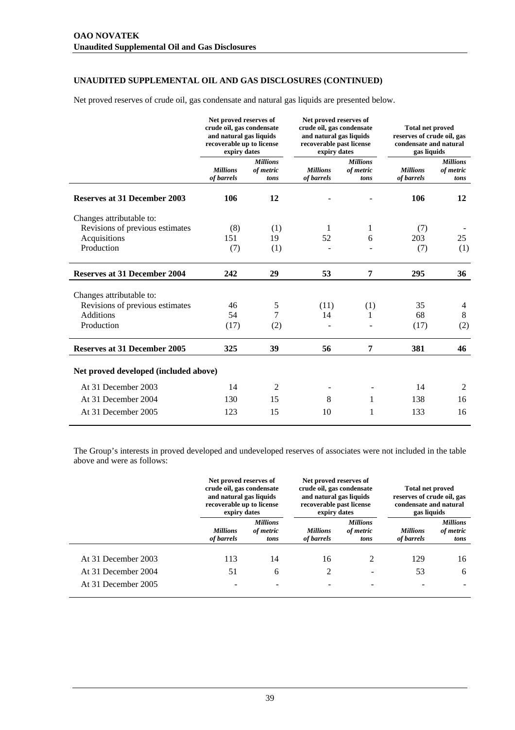## UNAUDITED SUPPLEMENTAL OIL AND GAS DISCLOSURES (CONTINUED)

Net proved reserves of crude oil, gas condensate and natural gas liquids are presented below.

| | Net proved reserves of crude oil, gas condensate and natural gas liquids recoverable up to license expiry dates | | Net proved reserves of crude oil, gas condensate and natural gas liquids recoverable past license expiry dates | | Total net proved reserves of crude oil, gas condensate and natural gas liquids | |
|---|---|---|---|---|---|---|
| | *Millions of barrels* | *Millions of metric tons* | *Millions of barrels* | *Millions of metric tons* | *Millions of barrels* | *Millions of metric tons* |
| **Reserves at 31 December 2003** | **106** | **12** | **-** | **-** | **106** | **12** |
| Changes attributable to: | | | | | | |
| Revisions of previous estimates | (8) | (1) | 1 | 1 | (7) | - |
| Acquisitions | 151 | 19 | 52 | 6 | 203 | 25 |
| Production | (7) | (1) | - | - | (7) | (1) |
| **Reserves at 31 December 2004** | **242** | **29** | **53** | **7** | **295** | **36** |
| Changes attributable to: | | | | | | |
| Revisions of previous estimates | 46 | 5 | (11) | (1) | 35 | 4 |
| Additions | 54 | 7 | 14 | 1 | 68 | 8 |
| Production | (17) | (2) | - | - | (17) | (2) |
| **Reserves at 31 December 2005** | **325** | **39** | **56** | **7** | **381** | **46** |
| **Net proved developed (included above)** | | | | | | |
| At 31 December 2003 | 14 | 2 | - | - | 14 | 2 |
| At 31 December 2004 | 130 | 15 | 8 | 1 | 138 | 16 |
| At 31 December 2005 | 123 | 15 | 10 | 1 | 133 | 16 |

The Group's interests in proved developed and undeveloped reserves of associates were not included in the table above and were as follows:

| | Net proved reserves of crude oil, gas condensate and natural gas liquids recoverable up to license expiry dates | | Net proved reserves of crude oil, gas condensate and natural gas liquids recoverable past license expiry dates | | Total net proved reserves of crude oil, gas condensate and natural gas liquids | |
|---|---|---|---|---|---|---|
| | *Millions of barrels* | *Millions of metric tons* | *Millions of barrels* | *Millions of metric tons* | *Millions of barrels* | *Millions of metric tons* |
| At 31 December 2003 | 113 | 14 | 16 | 2 | 129 | 16 |
| At 31 December 2004 | 51 | 6 | 2 | - | 53 | 6 |
| At 31 December 2005 | - | - | - | - | - | - |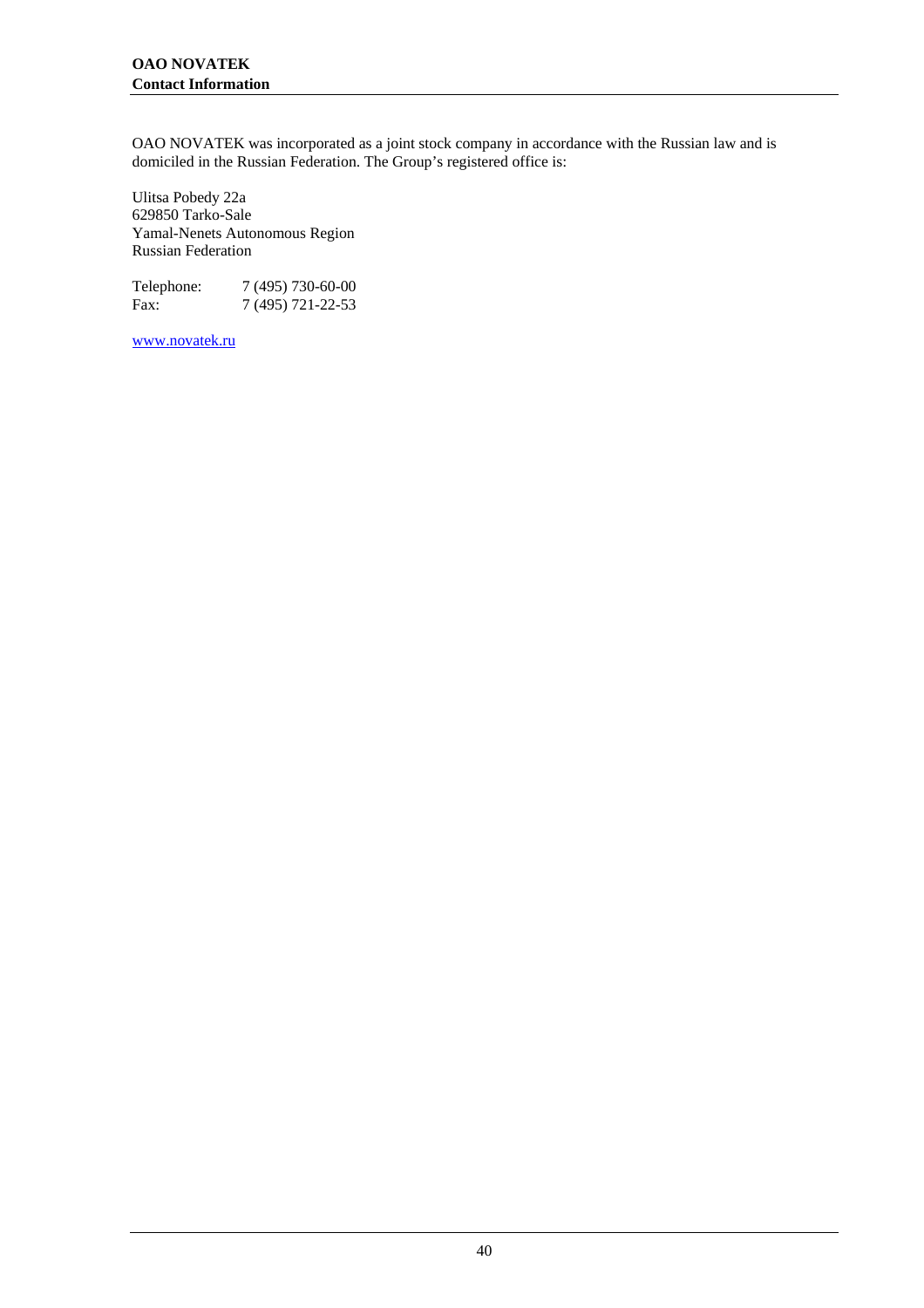# OAO NOVATEK
## Contact Information

OAO NOVATEK was incorporated as a joint stock company in accordance with the Russian law and is domiciled in the Russian Federation. The Group's registered office is:

Ulitsa Pobedy 22a
629850 Tarko-Sale
Yamal-Nenets Autonomous Region
Russian Federation

| | |
|---|---|
| Telephone: | 7 (495) 730-60-00 |
| Fax: | 7 (495) 721-22-53 |

www.novatek.ru